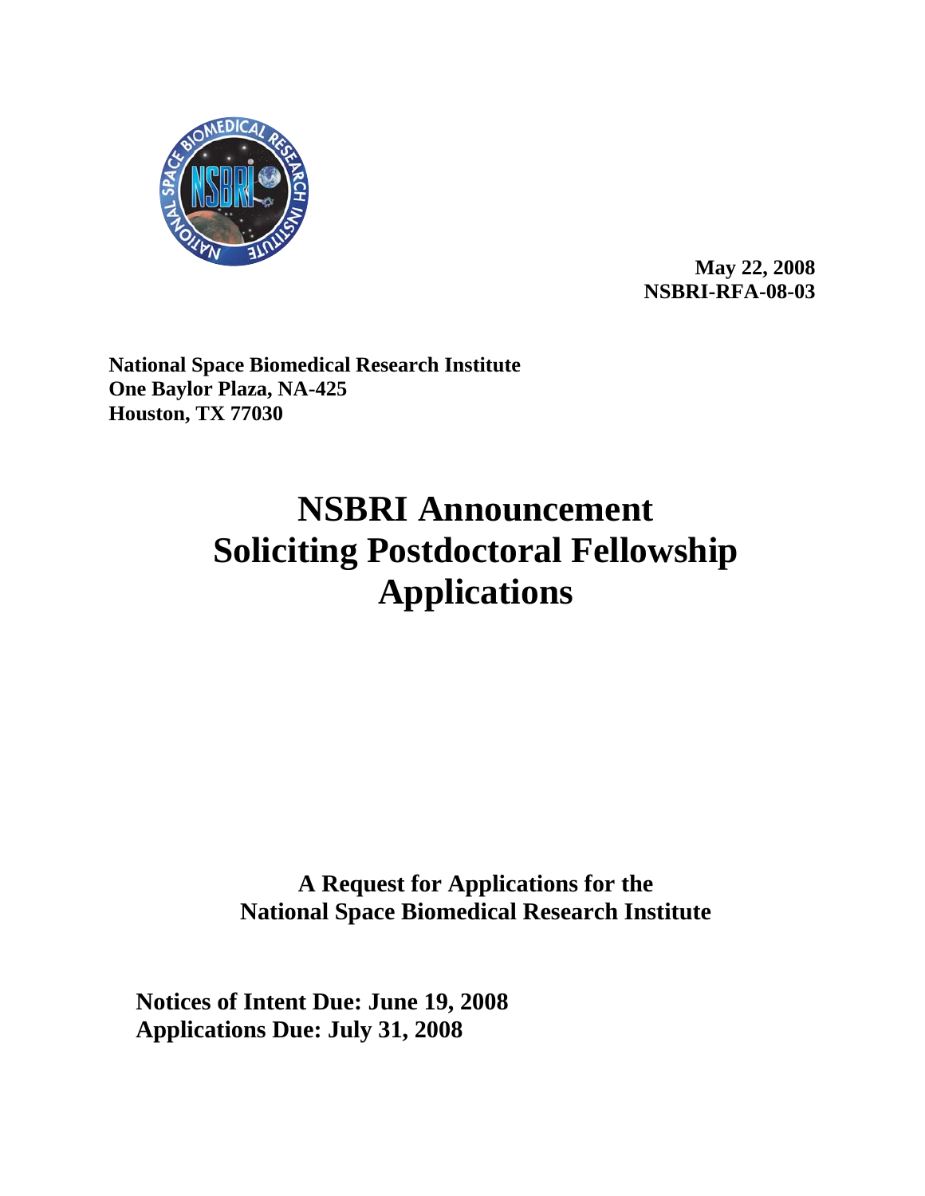**May 22, 2008**
**NSBRI-RFA-08-03**

**National Space Biomedical Research Institute**
**One Baylor Plaza, NA-425**
**Houston, TX 77030**

# NSBRI Announcement Soliciting Postdoctoral Fellowship Applications

**A Request for Applications for the National Space Biomedical Research Institute**

**Notices of Intent Due: June 19, 2008**
**Applications Due: July 31, 2008**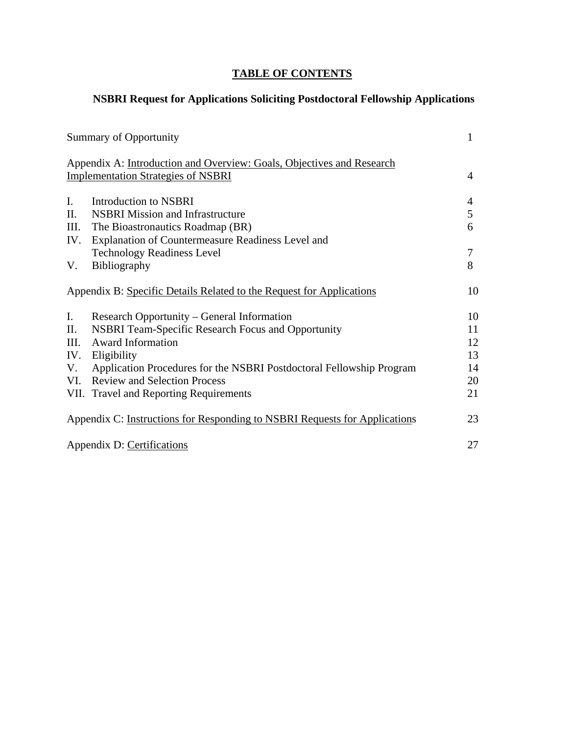# TABLE OF CONTENTS

## NSBRI Request for Applications Soliciting Postdoctoral Fellowship Applications

| | |
|---|---|
| Summary of Opportunity | 1 |
| Appendix A: Introduction and Overview: Goals, Objectives and Research Implementation Strategies of NSBRI | 4 |
| I. Introduction to NSBRI | 4 |
| II. NSBRI Mission and Infrastructure | 5 |
| III. The Bioastronautics Roadmap (BR) | 6 |
| IV. Explanation of Countermeasure Readiness Level and Technology Readiness Level | 7 |
| V. Bibliography | 8 |
| Appendix B: Specific Details Related to the Request for Applications | 10 |
| I. Research Opportunity – General Information | 10 |
| II. NSBRI Team-Specific Research Focus and Opportunity | 11 |
| III. Award Information | 12 |
| IV. Eligibility | 13 |
| V. Application Procedures for the NSBRI Postdoctoral Fellowship Program | 14 |
| VI. Review and Selection Process | 20 |
| VII. Travel and Reporting Requirements | 21 |
| Appendix C: Instructions for Responding to NSBRI Requests for Applications | 23 |
| Appendix D: Certifications | 27 |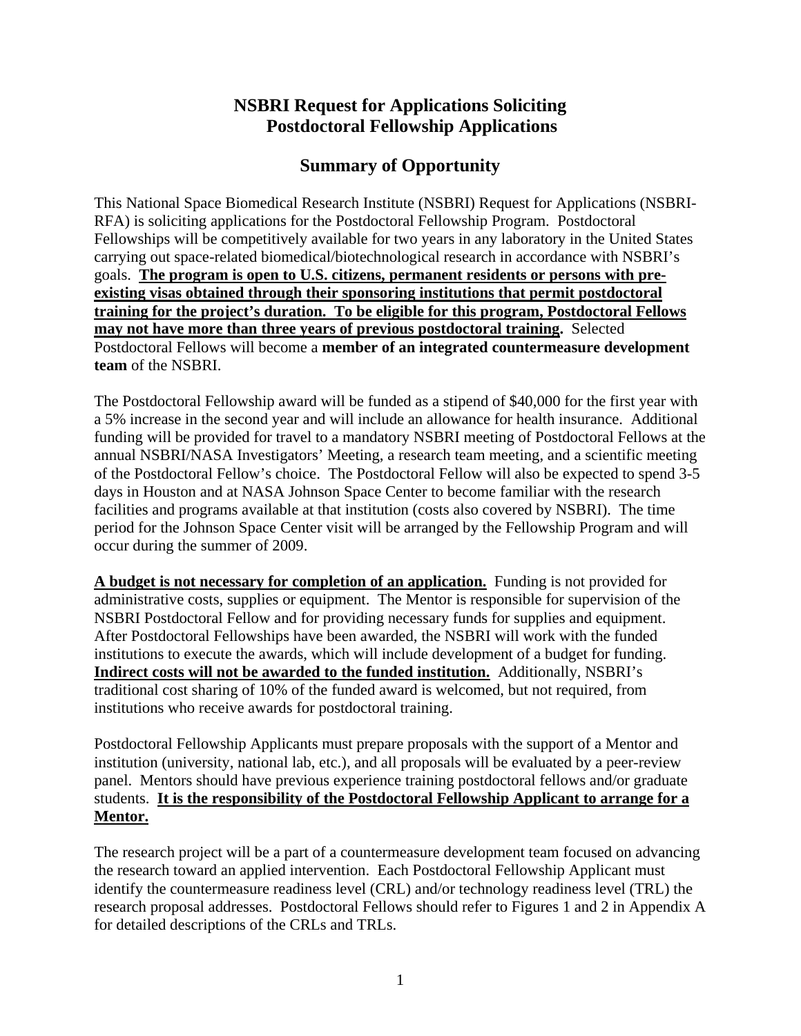# NSBRI Request for Applications Soliciting Postdoctoral Fellowship Applications

## Summary of Opportunity

This National Space Biomedical Research Institute (NSBRI) Request for Applications (NSBRI-RFA) is soliciting applications for the Postdoctoral Fellowship Program. Postdoctoral Fellowships will be competitively available for two years in any laboratory in the United States carrying out space-related biomedical/biotechnological research in accordance with NSBRI's goals. **The program is open to U.S. citizens, permanent residents or persons with pre-existing visas obtained through their sponsoring institutions that permit postdoctoral training for the project's duration. To be eligible for this program, Postdoctoral Fellows may not have more than three years of previous postdoctoral training.** Selected Postdoctoral Fellows will become a **member of an integrated countermeasure development team** of the NSBRI.

The Postdoctoral Fellowship award will be funded as a stipend of $40,000 for the first year with a 5% increase in the second year and will include an allowance for health insurance. Additional funding will be provided for travel to a mandatory NSBRI meeting of Postdoctoral Fellows at the annual NSBRI/NASA Investigators' Meeting, a research team meeting, and a scientific meeting of the Postdoctoral Fellow's choice. The Postdoctoral Fellow will also be expected to spend 3-5 days in Houston and at NASA Johnson Space Center to become familiar with the research facilities and programs available at that institution (costs also covered by NSBRI). The time period for the Johnson Space Center visit will be arranged by the Fellowship Program and will occur during the summer of 2009.

**A budget is not necessary for completion of an application.** Funding is not provided for administrative costs, supplies or equipment. The Mentor is responsible for supervision of the NSBRI Postdoctoral Fellow and for providing necessary funds for supplies and equipment. After Postdoctoral Fellowships have been awarded, the NSBRI will work with the funded institutions to execute the awards, which will include development of a budget for funding. **Indirect costs will not be awarded to the funded institution.** Additionally, NSBRI's traditional cost sharing of 10% of the funded award is welcomed, but not required, from institutions who receive awards for postdoctoral training.

Postdoctoral Fellowship Applicants must prepare proposals with the support of a Mentor and institution (university, national lab, etc.), and all proposals will be evaluated by a peer-review panel. Mentors should have previous experience training postdoctoral fellows and/or graduate students. **It is the responsibility of the Postdoctoral Fellowship Applicant to arrange for a Mentor.**

The research project will be a part of a countermeasure development team focused on advancing the research toward an applied intervention. Each Postdoctoral Fellowship Applicant must identify the countermeasure readiness level (CRL) and/or technology readiness level (TRL) the research proposal addresses. Postdoctoral Fellows should refer to Figures 1 and 2 in Appendix A for detailed descriptions of the CRLs and TRLs.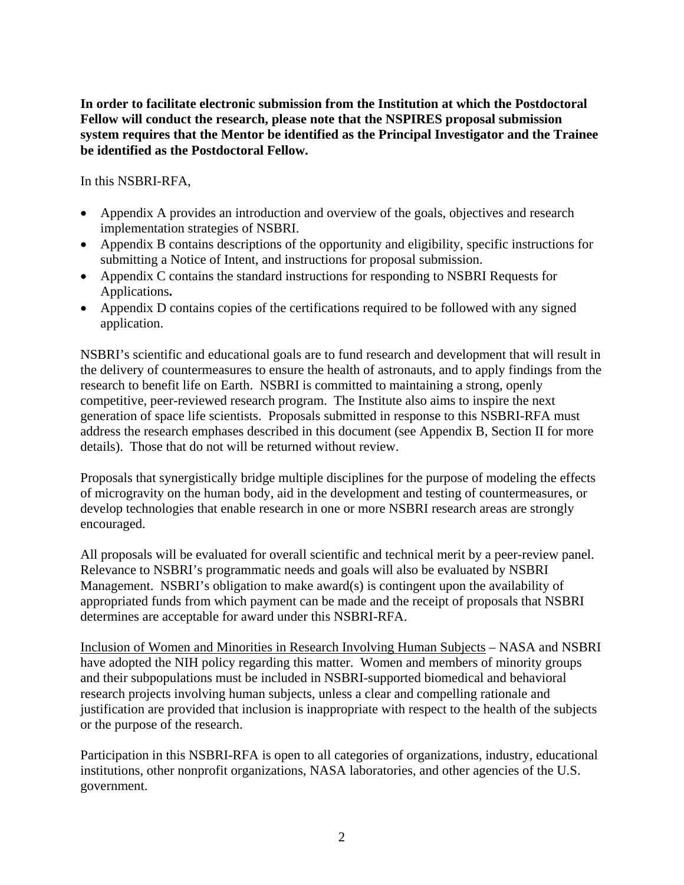**In order to facilitate electronic submission from the Institution at which the Postdoctoral Fellow will conduct the research, please note that the NSPIRES proposal submission system requires that the Mentor be identified as the Principal Investigator and the Trainee be identified as the Postdoctoral Fellow.**

In this NSBRI-RFA,

- Appendix A provides an introduction and overview of the goals, objectives and research implementation strategies of NSBRI.
- Appendix B contains descriptions of the opportunity and eligibility, specific instructions for submitting a Notice of Intent, and instructions for proposal submission.
- Appendix C contains the standard instructions for responding to NSBRI Requests for Applications**.**
- Appendix D contains copies of the certifications required to be followed with any signed application.

NSBRI's scientific and educational goals are to fund research and development that will result in the delivery of countermeasures to ensure the health of astronauts, and to apply findings from the research to benefit life on Earth. NSBRI is committed to maintaining a strong, openly competitive, peer-reviewed research program. The Institute also aims to inspire the next generation of space life scientists. Proposals submitted in response to this NSBRI-RFA must address the research emphases described in this document (see Appendix B, Section II for more details). Those that do not will be returned without review.

Proposals that synergistically bridge multiple disciplines for the purpose of modeling the effects of microgravity on the human body, aid in the development and testing of countermeasures, or develop technologies that enable research in one or more NSBRI research areas are strongly encouraged.

All proposals will be evaluated for overall scientific and technical merit by a peer-review panel. Relevance to NSBRI's programmatic needs and goals will also be evaluated by NSBRI Management. NSBRI's obligation to make award(s) is contingent upon the availability of appropriated funds from which payment can be made and the receipt of proposals that NSBRI determines are acceptable for award under this NSBRI-RFA.

<u>Inclusion of Women and Minorities in Research Involving Human Subjects</u> – NASA and NSBRI have adopted the NIH policy regarding this matter. Women and members of minority groups and their subpopulations must be included in NSBRI-supported biomedical and behavioral research projects involving human subjects, unless a clear and compelling rationale and justification are provided that inclusion is inappropriate with respect to the health of the subjects or the purpose of the research.

Participation in this NSBRI-RFA is open to all categories of organizations, industry, educational institutions, other nonprofit organizations, NASA laboratories, and other agencies of the U.S. government.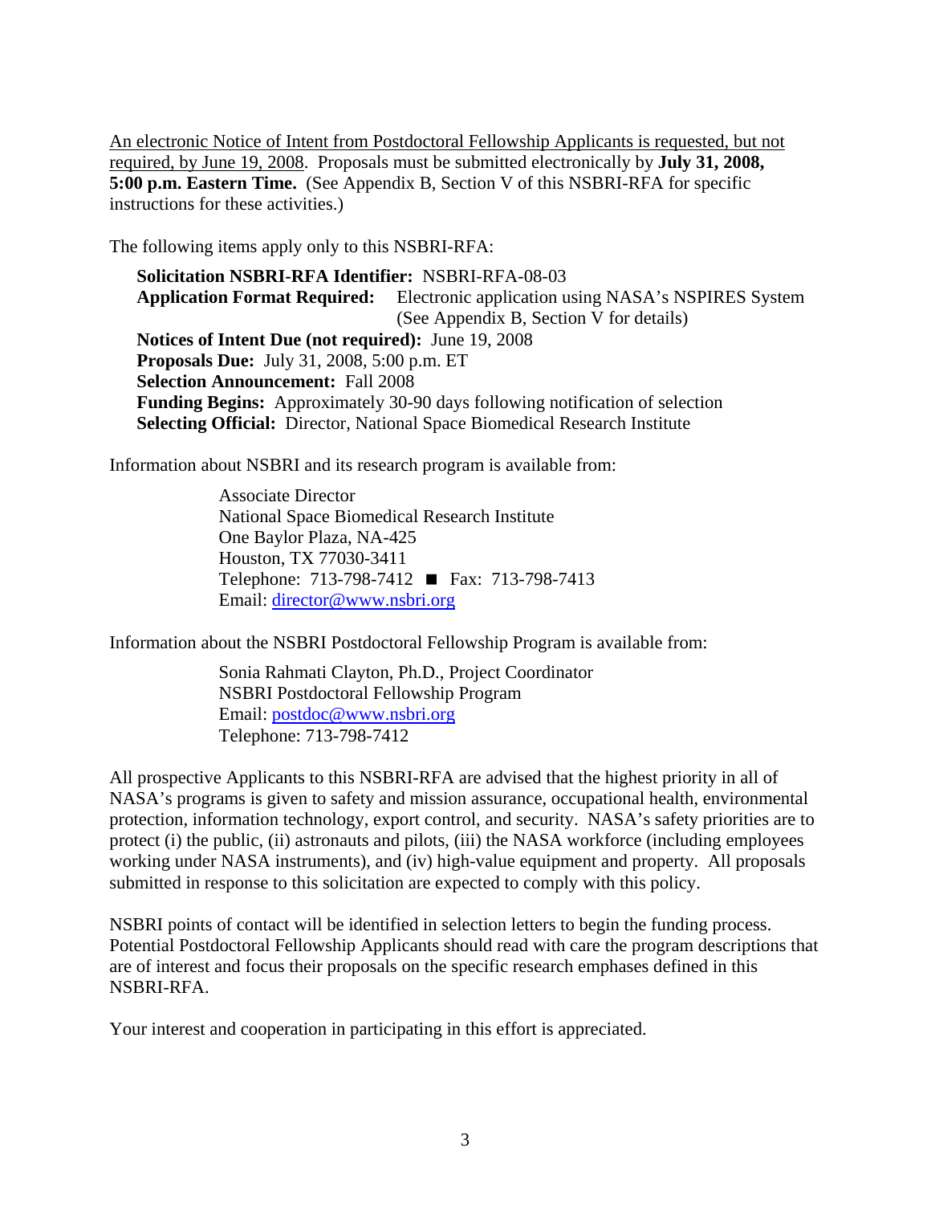An electronic Notice of Intent from Postdoctoral Fellowship Applicants is requested, but not required, by June 19, 2008. Proposals must be submitted electronically by **July 31, 2008, 5:00 p.m. Eastern Time.** (See Appendix B, Section V of this NSBRI-RFA for specific instructions for these activities.)

The following items apply only to this NSBRI-RFA:

**Solicitation NSBRI-RFA Identifier:** NSBRI-RFA-08-03
**Application Format Required:** Electronic application using NASA's NSPIRES System (See Appendix B, Section V for details)
**Notices of Intent Due (not required):** June 19, 2008
**Proposals Due:** July 31, 2008, 5:00 p.m. ET
**Selection Announcement:** Fall 2008
**Funding Begins:** Approximately 30-90 days following notification of selection
**Selecting Official:** Director, National Space Biomedical Research Institute

Information about NSBRI and its research program is available from:

Associate Director
National Space Biomedical Research Institute
One Baylor Plaza, NA-425
Houston, TX 77030-3411
Telephone: 713-798-7412 ■ Fax: 713-798-7413
Email: director@www.nsbri.org

Information about the NSBRI Postdoctoral Fellowship Program is available from:

Sonia Rahmati Clayton, Ph.D., Project Coordinator
NSBRI Postdoctoral Fellowship Program
Email: postdoc@www.nsbri.org
Telephone: 713-798-7412

All prospective Applicants to this NSBRI-RFA are advised that the highest priority in all of NASA's programs is given to safety and mission assurance, occupational health, environmental protection, information technology, export control, and security. NASA's safety priorities are to protect (i) the public, (ii) astronauts and pilots, (iii) the NASA workforce (including employees working under NASA instruments), and (iv) high-value equipment and property. All proposals submitted in response to this solicitation are expected to comply with this policy.

NSBRI points of contact will be identified in selection letters to begin the funding process. Potential Postdoctoral Fellowship Applicants should read with care the program descriptions that are of interest and focus their proposals on the specific research emphases defined in this NSBRI-RFA.

Your interest and cooperation in participating in this effort is appreciated.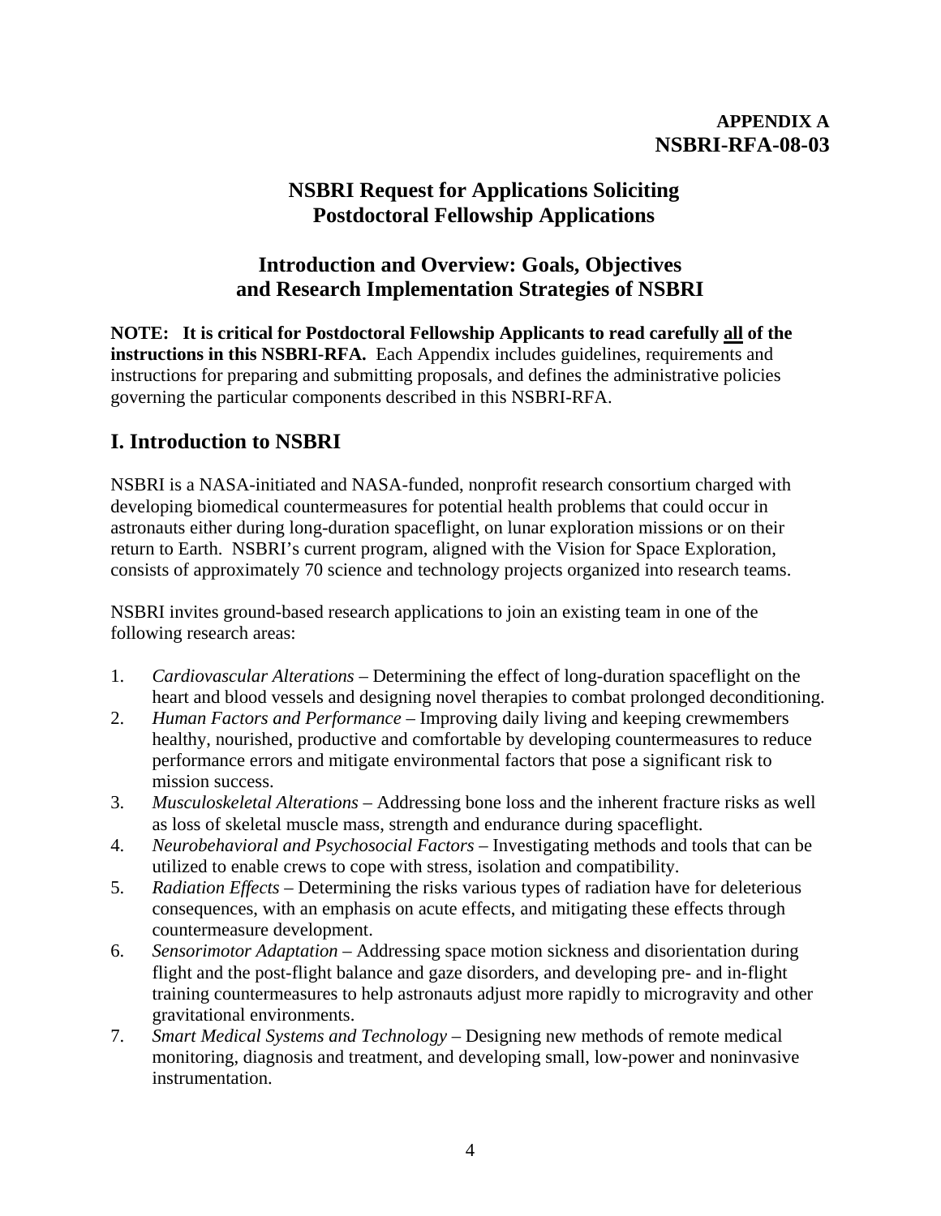**APPENDIX A**
**NSBRI-RFA-08-03**

# NSBRI Request for Applications Soliciting Postdoctoral Fellowship Applications

## Introduction and Overview: Goals, Objectives and Research Implementation Strategies of NSBRI

**NOTE: It is critical for Postdoctoral Fellowship Applicants to read carefully all of the instructions in this NSBRI-RFA.** Each Appendix includes guidelines, requirements and instructions for preparing and submitting proposals, and defines the administrative policies governing the particular components described in this NSBRI-RFA.

## I. Introduction to NSBRI

NSBRI is a NASA-initiated and NASA-funded, nonprofit research consortium charged with developing biomedical countermeasures for potential health problems that could occur in astronauts either during long-duration spaceflight, on lunar exploration missions or on their return to Earth. NSBRI's current program, aligned with the Vision for Space Exploration, consists of approximately 70 science and technology projects organized into research teams.

NSBRI invites ground-based research applications to join an existing team in one of the following research areas:

1. *Cardiovascular Alterations* – Determining the effect of long-duration spaceflight on the heart and blood vessels and designing novel therapies to combat prolonged deconditioning.
2. *Human Factors and Performance* – Improving daily living and keeping crewmembers healthy, nourished, productive and comfortable by developing countermeasures to reduce performance errors and mitigate environmental factors that pose a significant risk to mission success.
3. *Musculoskeletal Alterations* – Addressing bone loss and the inherent fracture risks as well as loss of skeletal muscle mass, strength and endurance during spaceflight.
4. *Neurobehavioral and Psychosocial Factors* – Investigating methods and tools that can be utilized to enable crews to cope with stress, isolation and compatibility.
5. *Radiation Effects* – Determining the risks various types of radiation have for deleterious consequences, with an emphasis on acute effects, and mitigating these effects through countermeasure development.
6. *Sensorimotor Adaptation* – Addressing space motion sickness and disorientation during flight and the post-flight balance and gaze disorders, and developing pre- and in-flight training countermeasures to help astronauts adjust more rapidly to microgravity and other gravitational environments.
7. *Smart Medical Systems and Technology* – Designing new methods of remote medical monitoring, diagnosis and treatment, and developing small, low-power and noninvasive instrumentation.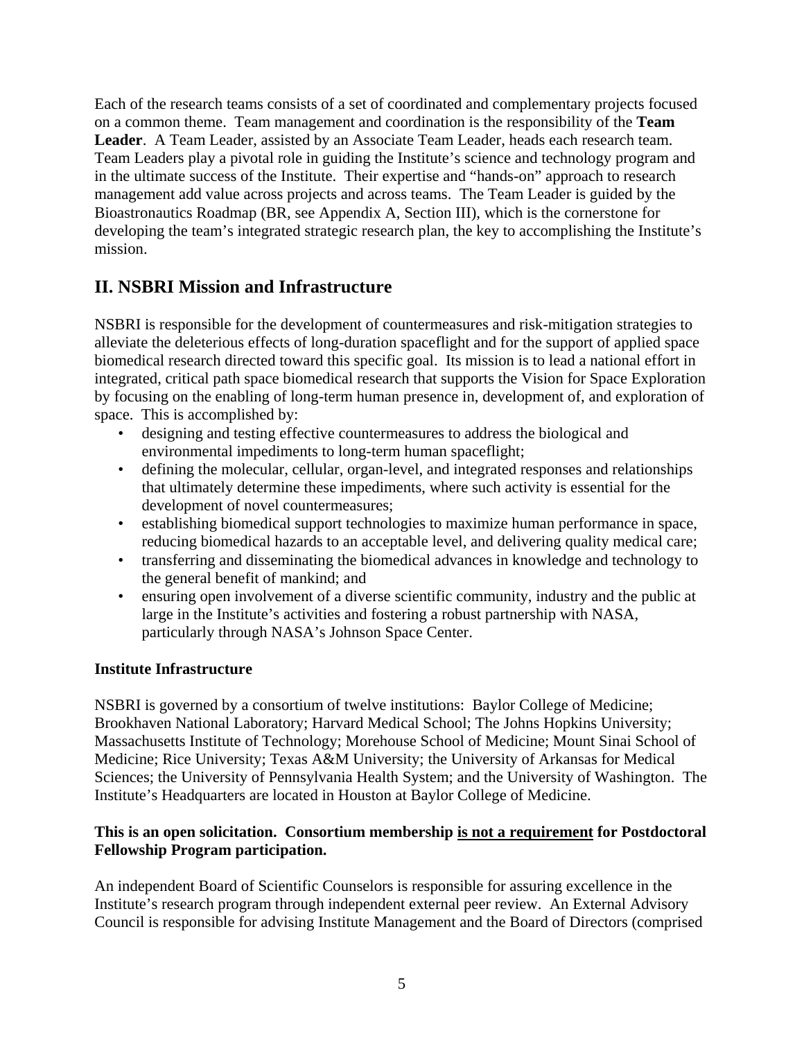Each of the research teams consists of a set of coordinated and complementary projects focused on a common theme. Team management and coordination is the responsibility of the **Team Leader**. A Team Leader, assisted by an Associate Team Leader, heads each research team. Team Leaders play a pivotal role in guiding the Institute's science and technology program and in the ultimate success of the Institute. Their expertise and "hands-on" approach to research management add value across projects and across teams. The Team Leader is guided by the Bioastronautics Roadmap (BR, see Appendix A, Section III), which is the cornerstone for developing the team's integrated strategic research plan, the key to accomplishing the Institute's mission.

## II. NSBRI Mission and Infrastructure

NSBRI is responsible for the development of countermeasures and risk-mitigation strategies to alleviate the deleterious effects of long-duration spaceflight and for the support of applied space biomedical research directed toward this specific goal. Its mission is to lead a national effort in integrated, critical path space biomedical research that supports the Vision for Space Exploration by focusing on the enabling of long-term human presence in, development of, and exploration of space. This is accomplished by:

- designing and testing effective countermeasures to address the biological and environmental impediments to long-term human spaceflight;
- defining the molecular, cellular, organ-level, and integrated responses and relationships that ultimately determine these impediments, where such activity is essential for the development of novel countermeasures;
- establishing biomedical support technologies to maximize human performance in space, reducing biomedical hazards to an acceptable level, and delivering quality medical care;
- transferring and disseminating the biomedical advances in knowledge and technology to the general benefit of mankind; and
- ensuring open involvement of a diverse scientific community, industry and the public at large in the Institute's activities and fostering a robust partnership with NASA, particularly through NASA's Johnson Space Center.

**Institute Infrastructure**

NSBRI is governed by a consortium of twelve institutions: Baylor College of Medicine; Brookhaven National Laboratory; Harvard Medical School; The Johns Hopkins University; Massachusetts Institute of Technology; Morehouse School of Medicine; Mount Sinai School of Medicine; Rice University; Texas A&M University; the University of Arkansas for Medical Sciences; the University of Pennsylvania Health System; and the University of Washington. The Institute's Headquarters are located in Houston at Baylor College of Medicine.

**This is an open solicitation. Consortium membership <u>is not a requirement</u> for Postdoctoral Fellowship Program participation.**

An independent Board of Scientific Counselors is responsible for assuring excellence in the Institute's research program through independent external peer review. An External Advisory Council is responsible for advising Institute Management and the Board of Directors (comprised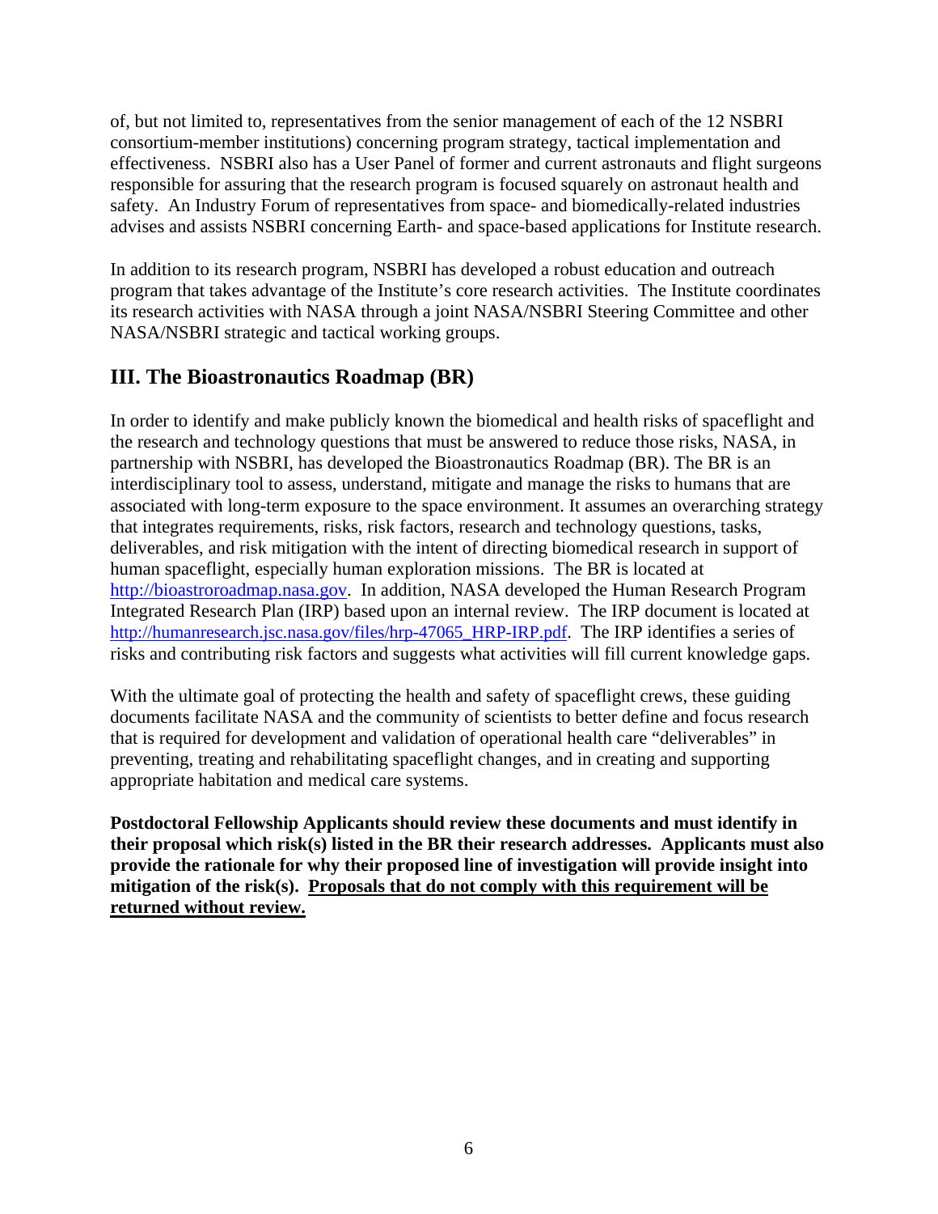of, but not limited to, representatives from the senior management of each of the 12 NSBRI consortium-member institutions) concerning program strategy, tactical implementation and effectiveness. NSBRI also has a User Panel of former and current astronauts and flight surgeons responsible for assuring that the research program is focused squarely on astronaut health and safety. An Industry Forum of representatives from space- and biomedically-related industries advises and assists NSBRI concerning Earth- and space-based applications for Institute research.

In addition to its research program, NSBRI has developed a robust education and outreach program that takes advantage of the Institute's core research activities. The Institute coordinates its research activities with NASA through a joint NASA/NSBRI Steering Committee and other NASA/NSBRI strategic and tactical working groups.

## III. The Bioastronautics Roadmap (BR)

In order to identify and make publicly known the biomedical and health risks of spaceflight and the research and technology questions that must be answered to reduce those risks, NASA, in partnership with NSBRI, has developed the Bioastronautics Roadmap (BR). The BR is an interdisciplinary tool to assess, understand, mitigate and manage the risks to humans that are associated with long-term exposure to the space environment. It assumes an overarching strategy that integrates requirements, risks, risk factors, research and technology questions, tasks, deliverables, and risk mitigation with the intent of directing biomedical research in support of human spaceflight, especially human exploration missions. The BR is located at [http://bioastroroadmap.nasa.gov](http://bioastroroadmap.nasa.gov). In addition, NASA developed the Human Research Program Integrated Research Plan (IRP) based upon an internal review. The IRP document is located at [http://humanresearch.jsc.nasa.gov/files/hrp-47065_HRP-IRP.pdf](http://humanresearch.jsc.nasa.gov/files/hrp-47065_HRP-IRP.pdf). The IRP identifies a series of risks and contributing risk factors and suggests what activities will fill current knowledge gaps.

With the ultimate goal of protecting the health and safety of spaceflight crews, these guiding documents facilitate NASA and the community of scientists to better define and focus research that is required for development and validation of operational health care "deliverables" in preventing, treating and rehabilitating spaceflight changes, and in creating and supporting appropriate habitation and medical care systems.

**Postdoctoral Fellowship Applicants should review these documents and must identify in their proposal which risk(s) listed in the BR their research addresses. Applicants must also provide the rationale for why their proposed line of investigation will provide insight into mitigation of the risk(s). <u>Proposals that do not comply with this requirement will be returned without review.</u>**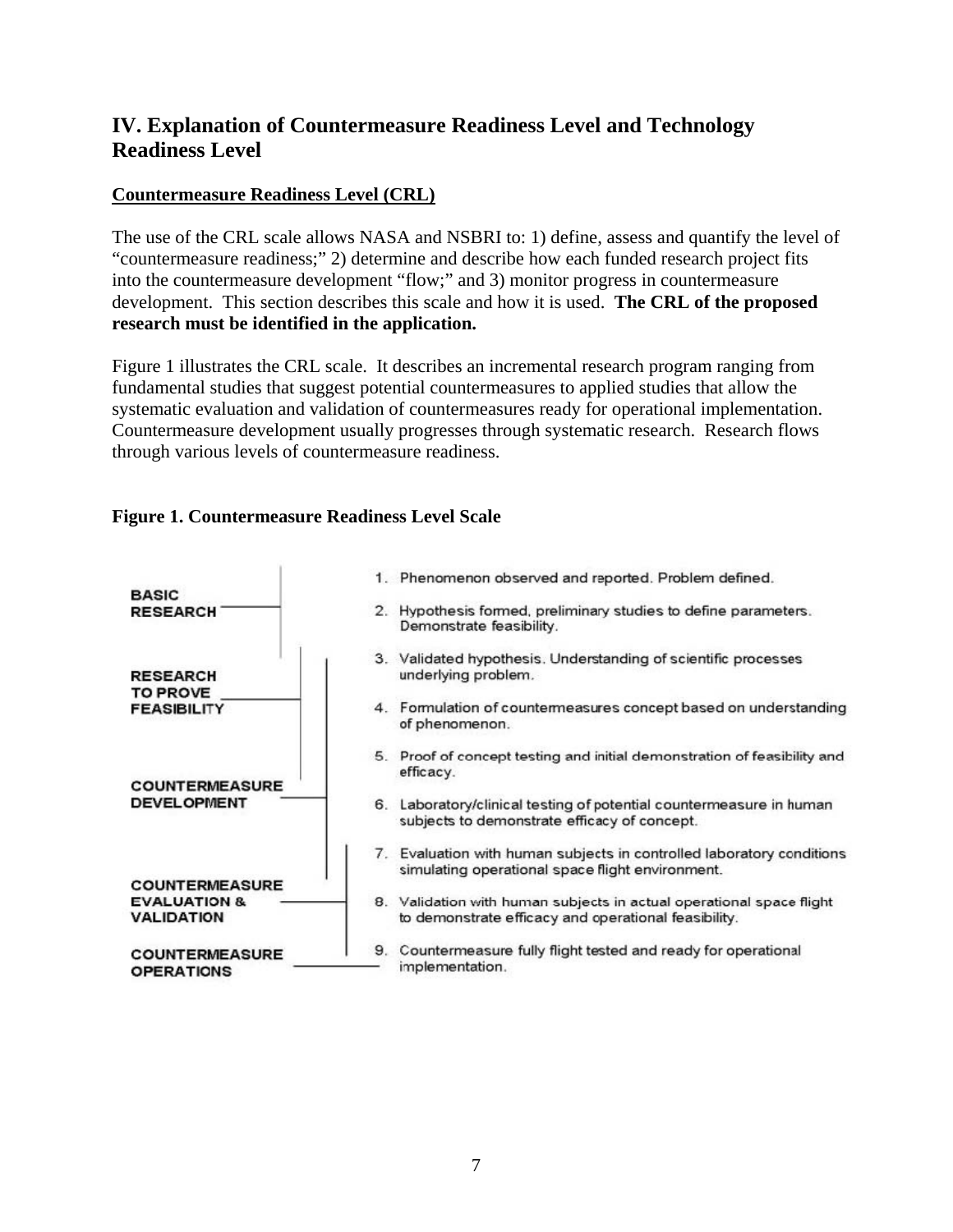## IV. Explanation of Countermeasure Readiness Level and Technology Readiness Level

**Countermeasure Readiness Level (CRL)**

The use of the CRL scale allows NASA and NSBRI to: 1) define, assess and quantify the level of "countermeasure readiness;" 2) determine and describe how each funded research project fits into the countermeasure development "flow;" and 3) monitor progress in countermeasure development. This section describes this scale and how it is used. **The CRL of the proposed research must be identified in the application.**

Figure 1 illustrates the CRL scale. It describes an incremental research program ranging from fundamental studies that suggest potential countermeasures to applied studies that allow the systematic evaluation and validation of countermeasures ready for operational implementation. Countermeasure development usually progresses through systematic research. Research flows through various levels of countermeasure readiness.

**Figure 1. Countermeasure Readiness Level Scale**

BASIC RESEARCH

RESEARCH TO PROVE FEASIBILITY

COUNTERMEASURE DEVELOPMENT

COUNTERMEASURE EVALUATION & VALIDATION

COUNTERMEASURE OPERATIONS

1. Phenomenon observed and reported. Problem defined.
2. Hypothesis formed, preliminary studies to define parameters. Demonstrate feasibility.
3. Validated hypothesis. Understanding of scientific processes underlying problem.
4. Formulation of countermeasures concept based on understanding of phenomenon.
5. Proof of concept testing and initial demonstration of feasibility and efficacy.
6. Laboratory/clinical testing of potential countermeasure in human subjects to demonstrate efficacy of concept.
7. Evaluation with human subjects in controlled laboratory conditions simulating operational space flight environment.
8. Validation with human subjects in actual operational space flight to demonstrate efficacy and operational feasibility.
9. Countermeasure fully flight tested and ready for operational implementation.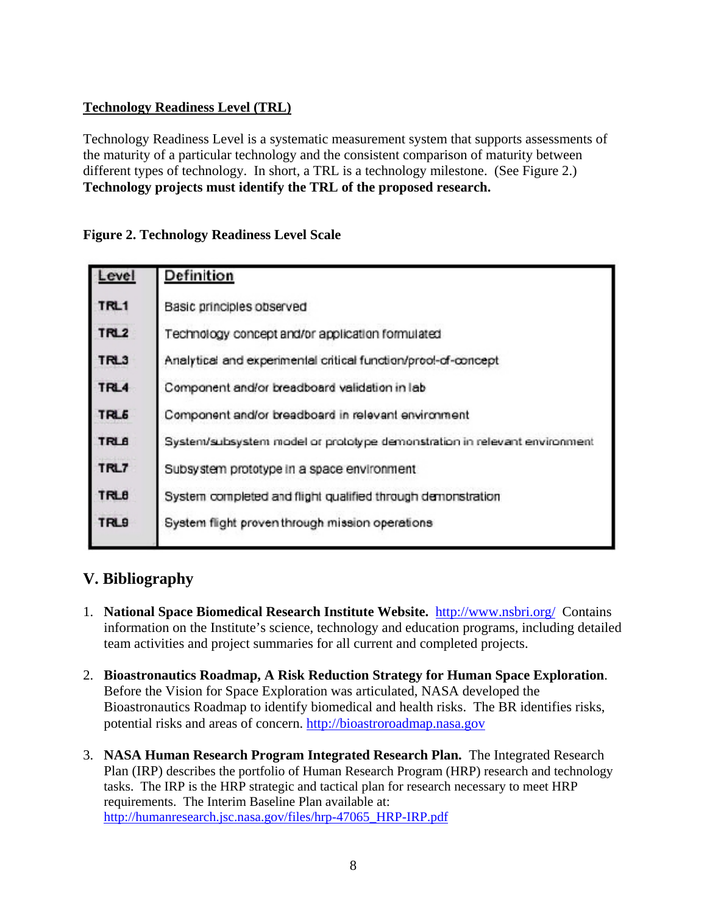**Technology Readiness Level (TRL)**

Technology Readiness Level is a systematic measurement system that supports assessments of the maturity of a particular technology and the consistent comparison of maturity between different types of technology. In short, a TRL is a technology milestone. (See Figure 2.) **Technology projects must identify the TRL of the proposed research.**

**Figure 2. Technology Readiness Level Scale**

| Level | Definition |
|---|---|
| TRL1 | Basic principles observed |
| TRL2 | Technology concept and/or application formulated |
| TRL3 | Analytical and experimental critical function/proof-of-concept |
| TRL4 | Component and/or breadboard validation in lab |
| TRL5 | Component and/or breadboard in relevant environment |
| TRL6 | System/subsystem model or prototype demonstration in relevant environment |
| TRL7 | Subsystem prototype in a space environment |
| TRL8 | System completed and flight qualified through demonstration |
| TRL9 | System flight proven through mission operations |

## V. Bibliography

1. **National Space Biomedical Research Institute Website.** http://www.nsbri.org/ Contains information on the Institute's science, technology and education programs, including detailed team activities and project summaries for all current and completed projects.

2. **Bioastronautics Roadmap, A Risk Reduction Strategy for Human Space Exploration**. Before the Vision for Space Exploration was articulated, NASA developed the Bioastronautics Roadmap to identify biomedical and health risks. The BR identifies risks, potential risks and areas of concern. http://bioastroroadmap.nasa.gov

3. **NASA Human Research Program Integrated Research Plan.** The Integrated Research Plan (IRP) describes the portfolio of Human Research Program (HRP) research and technology tasks. The IRP is the HRP strategic and tactical plan for research necessary to meet HRP requirements. The Interim Baseline Plan available at: http://humanresearch.jsc.nasa.gov/files/hrp-47065_HRP-IRP.pdf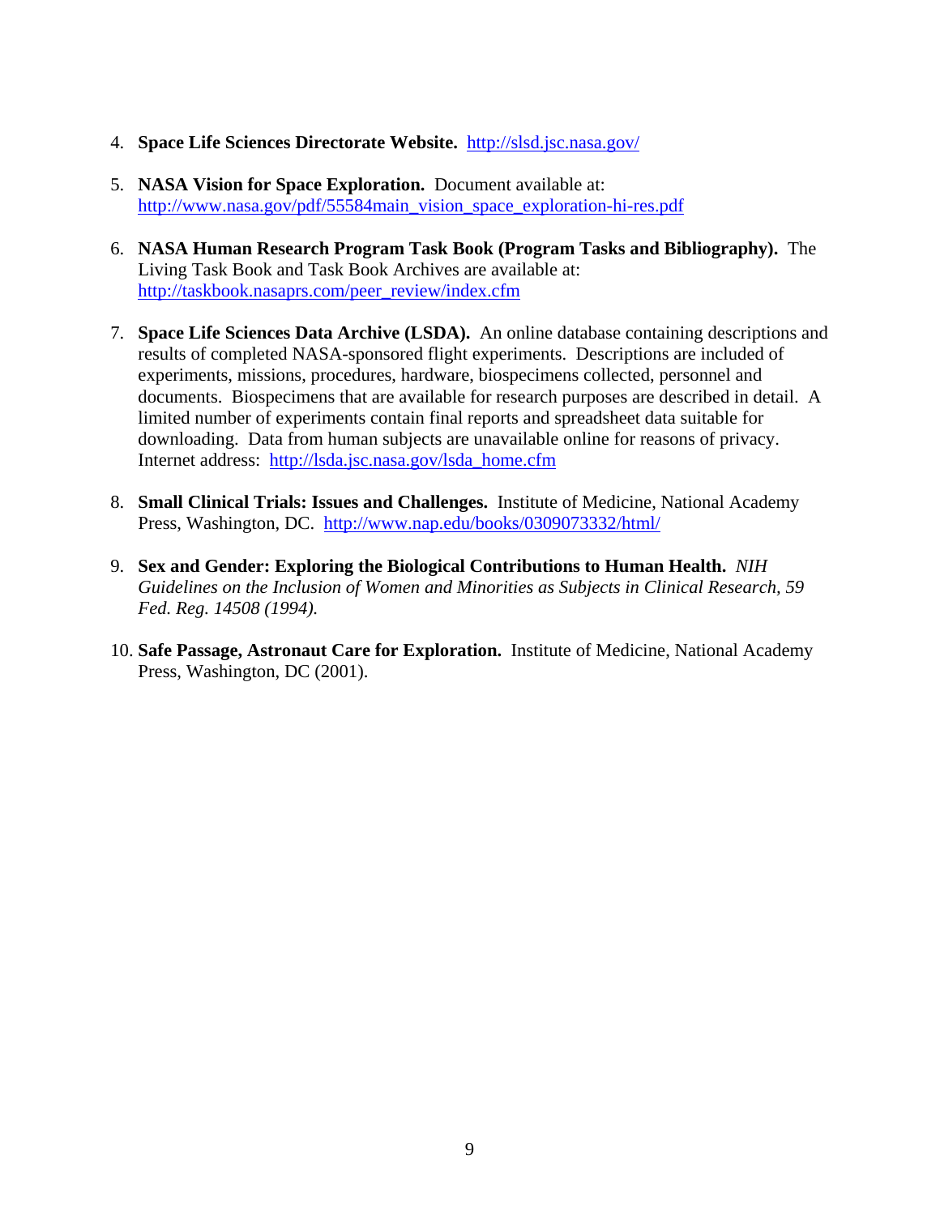4. **Space Life Sciences Directorate Website.** http://slsd.jsc.nasa.gov/

5. **NASA Vision for Space Exploration.** Document available at: http://www.nasa.gov/pdf/55584main_vision_space_exploration-hi-res.pdf

6. **NASA Human Research Program Task Book (Program Tasks and Bibliography).** The Living Task Book and Task Book Archives are available at: http://taskbook.nasaprs.com/peer_review/index.cfm

7. **Space Life Sciences Data Archive (LSDA).** An online database containing descriptions and results of completed NASA-sponsored flight experiments. Descriptions are included of experiments, missions, procedures, hardware, biospecimens collected, personnel and documents. Biospecimens that are available for research purposes are described in detail. A limited number of experiments contain final reports and spreadsheet data suitable for downloading. Data from human subjects are unavailable online for reasons of privacy. Internet address: http://lsda.jsc.nasa.gov/lsda_home.cfm

8. **Small Clinical Trials: Issues and Challenges.** Institute of Medicine, National Academy Press, Washington, DC. http://www.nap.edu/books/0309073332/html/

9. **Sex and Gender: Exploring the Biological Contributions to Human Health.** *NIH Guidelines on the Inclusion of Women and Minorities as Subjects in Clinical Research, 59 Fed. Reg. 14508 (1994).*

10. **Safe Passage, Astronaut Care for Exploration.** Institute of Medicine, National Academy Press, Washington, DC (2001).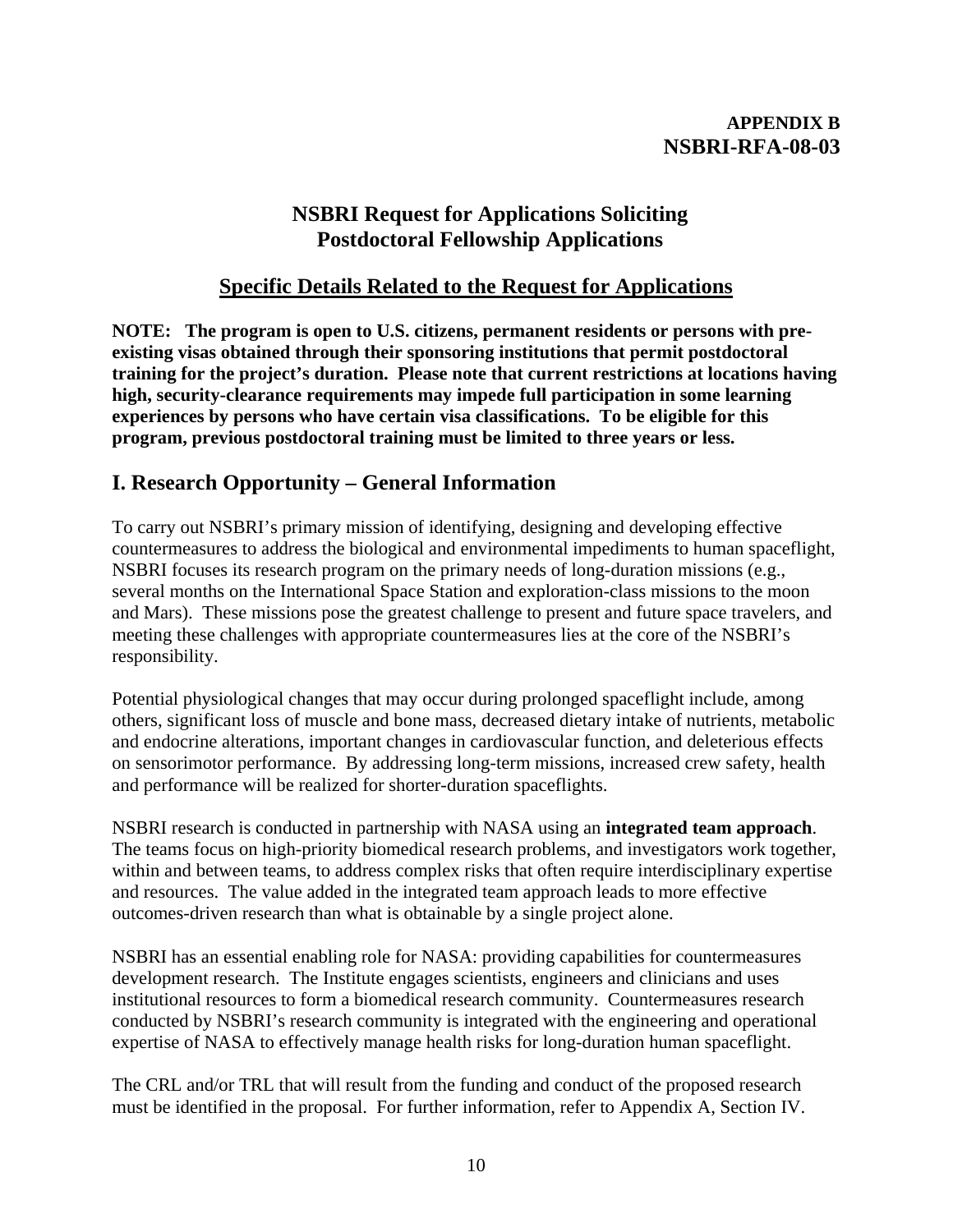**APPENDIX B**
**NSBRI-RFA-08-03**

# NSBRI Request for Applications Soliciting Postdoctoral Fellowship Applications

## Specific Details Related to the Request for Applications

**NOTE: The program is open to U.S. citizens, permanent residents or persons with pre-existing visas obtained through their sponsoring institutions that permit postdoctoral training for the project's duration. Please note that current restrictions at locations having high, security-clearance requirements may impede full participation in some learning experiences by persons who have certain visa classifications. To be eligible for this program, previous postdoctoral training must be limited to three years or less.**

## I. Research Opportunity – General Information

To carry out NSBRI's primary mission of identifying, designing and developing effective countermeasures to address the biological and environmental impediments to human spaceflight, NSBRI focuses its research program on the primary needs of long-duration missions (e.g., several months on the International Space Station and exploration-class missions to the moon and Mars). These missions pose the greatest challenge to present and future space travelers, and meeting these challenges with appropriate countermeasures lies at the core of the NSBRI's responsibility.

Potential physiological changes that may occur during prolonged spaceflight include, among others, significant loss of muscle and bone mass, decreased dietary intake of nutrients, metabolic and endocrine alterations, important changes in cardiovascular function, and deleterious effects on sensorimotor performance. By addressing long-term missions, increased crew safety, health and performance will be realized for shorter-duration spaceflights.

NSBRI research is conducted in partnership with NASA using an **integrated team approach**. The teams focus on high-priority biomedical research problems, and investigators work together, within and between teams, to address complex risks that often require interdisciplinary expertise and resources. The value added in the integrated team approach leads to more effective outcomes-driven research than what is obtainable by a single project alone.

NSBRI has an essential enabling role for NASA: providing capabilities for countermeasures development research. The Institute engages scientists, engineers and clinicians and uses institutional resources to form a biomedical research community. Countermeasures research conducted by NSBRI's research community is integrated with the engineering and operational expertise of NASA to effectively manage health risks for long-duration human spaceflight.

The CRL and/or TRL that will result from the funding and conduct of the proposed research must be identified in the proposal. For further information, refer to Appendix A, Section IV.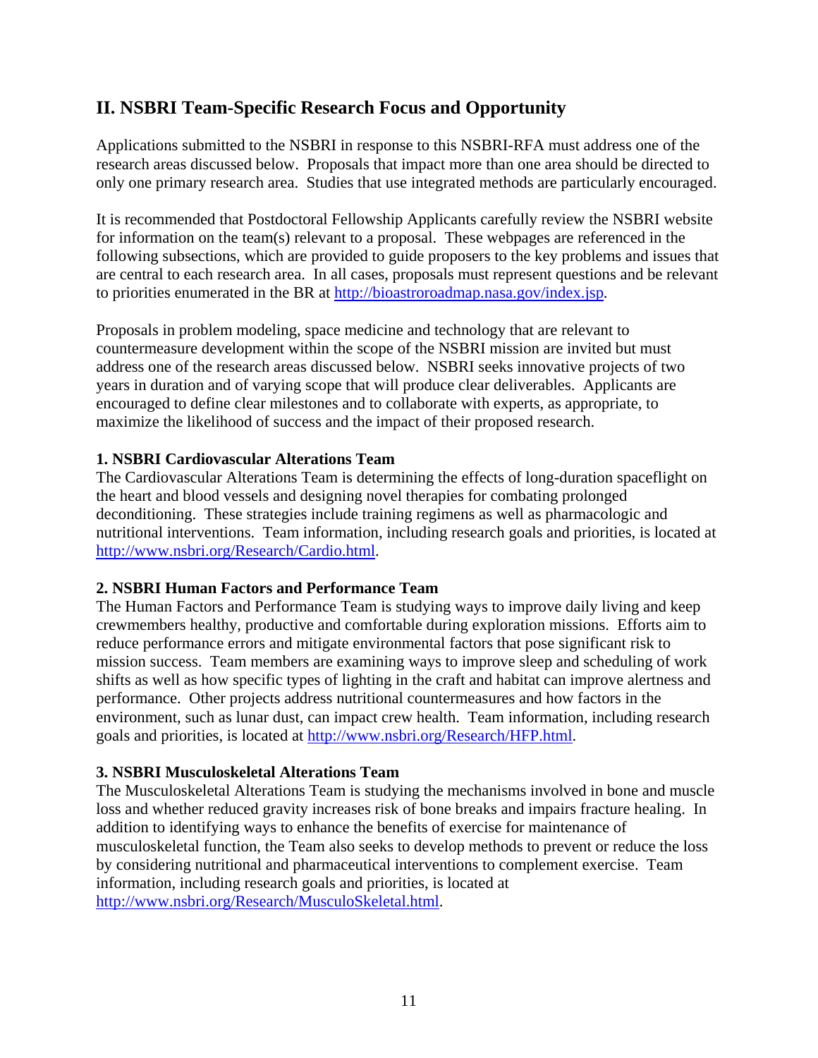## II. NSBRI Team-Specific Research Focus and Opportunity

Applications submitted to the NSBRI in response to this NSBRI-RFA must address one of the research areas discussed below. Proposals that impact more than one area should be directed to only one primary research area. Studies that use integrated methods are particularly encouraged.

It is recommended that Postdoctoral Fellowship Applicants carefully review the NSBRI website for information on the team(s) relevant to a proposal. These webpages are referenced in the following subsections, which are provided to guide proposers to the key problems and issues that are central to each research area. In all cases, proposals must represent questions and be relevant to priorities enumerated in the BR at http://bioastroroadmap.nasa.gov/index.jsp.

Proposals in problem modeling, space medicine and technology that are relevant to countermeasure development within the scope of the NSBRI mission are invited but must address one of the research areas discussed below. NSBRI seeks innovative projects of two years in duration and of varying scope that will produce clear deliverables. Applicants are encouraged to define clear milestones and to collaborate with experts, as appropriate, to maximize the likelihood of success and the impact of their proposed research.

**1. NSBRI Cardiovascular Alterations Team**

The Cardiovascular Alterations Team is determining the effects of long-duration spaceflight on the heart and blood vessels and designing novel therapies for combating prolonged deconditioning. These strategies include training regimens as well as pharmacologic and nutritional interventions. Team information, including research goals and priorities, is located at http://www.nsbri.org/Research/Cardio.html.

**2. NSBRI Human Factors and Performance Team**

The Human Factors and Performance Team is studying ways to improve daily living and keep crewmembers healthy, productive and comfortable during exploration missions. Efforts aim to reduce performance errors and mitigate environmental factors that pose significant risk to mission success. Team members are examining ways to improve sleep and scheduling of work shifts as well as how specific types of lighting in the craft and habitat can improve alertness and performance. Other projects address nutritional countermeasures and how factors in the environment, such as lunar dust, can impact crew health. Team information, including research goals and priorities, is located at http://www.nsbri.org/Research/HFP.html.

**3. NSBRI Musculoskeletal Alterations Team**

The Musculoskeletal Alterations Team is studying the mechanisms involved in bone and muscle loss and whether reduced gravity increases risk of bone breaks and impairs fracture healing. In addition to identifying ways to enhance the benefits of exercise for maintenance of musculoskeletal function, the Team also seeks to develop methods to prevent or reduce the loss by considering nutritional and pharmaceutical interventions to complement exercise. Team information, including research goals and priorities, is located at http://www.nsbri.org/Research/MusculoSkeletal.html.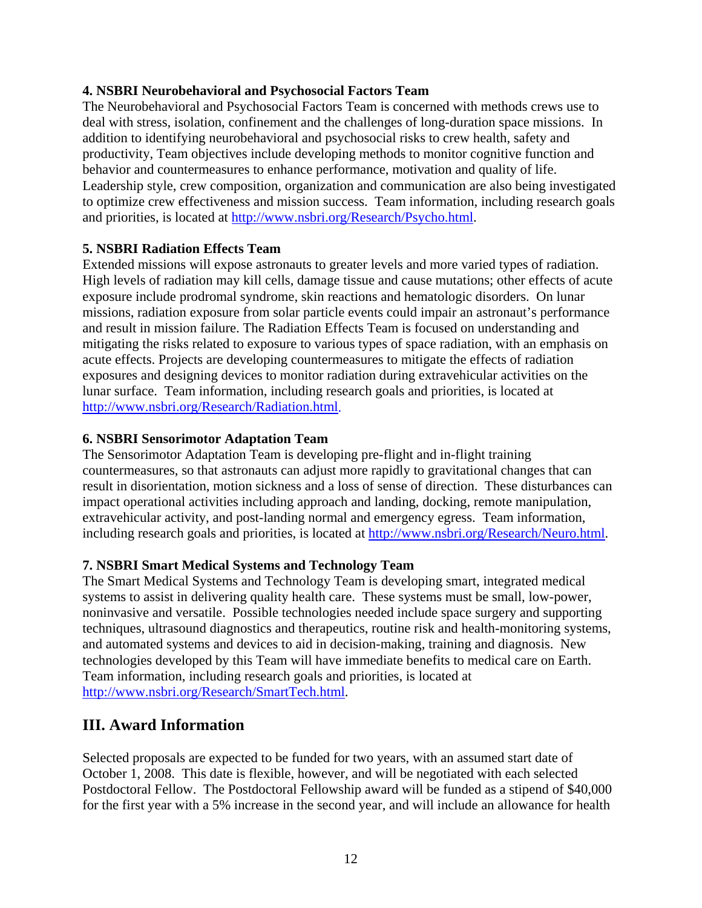**4. NSBRI Neurobehavioral and Psychosocial Factors Team**

The Neurobehavioral and Psychosocial Factors Team is concerned with methods crews use to deal with stress, isolation, confinement and the challenges of long-duration space missions. In addition to identifying neurobehavioral and psychosocial risks to crew health, safety and productivity, Team objectives include developing methods to monitor cognitive function and behavior and countermeasures to enhance performance, motivation and quality of life. Leadership style, crew composition, organization and communication are also being investigated to optimize crew effectiveness and mission success. Team information, including research goals and priorities, is located at http://www.nsbri.org/Research/Psycho.html.

**5. NSBRI Radiation Effects Team**

Extended missions will expose astronauts to greater levels and more varied types of radiation. High levels of radiation may kill cells, damage tissue and cause mutations; other effects of acute exposure include prodromal syndrome, skin reactions and hematologic disorders. On lunar missions, radiation exposure from solar particle events could impair an astronaut's performance and result in mission failure. The Radiation Effects Team is focused on understanding and mitigating the risks related to exposure to various types of space radiation, with an emphasis on acute effects. Projects are developing countermeasures to mitigate the effects of radiation exposures and designing devices to monitor radiation during extravehicular activities on the lunar surface. Team information, including research goals and priorities, is located at http://www.nsbri.org/Research/Radiation.html.

**6. NSBRI Sensorimotor Adaptation Team**

The Sensorimotor Adaptation Team is developing pre-flight and in-flight training countermeasures, so that astronauts can adjust more rapidly to gravitational changes that can result in disorientation, motion sickness and a loss of sense of direction. These disturbances can impact operational activities including approach and landing, docking, remote manipulation, extravehicular activity, and post-landing normal and emergency egress. Team information, including research goals and priorities, is located at http://www.nsbri.org/Research/Neuro.html.

**7. NSBRI Smart Medical Systems and Technology Team**

The Smart Medical Systems and Technology Team is developing smart, integrated medical systems to assist in delivering quality health care. These systems must be small, low-power, noninvasive and versatile. Possible technologies needed include space surgery and supporting techniques, ultrasound diagnostics and therapeutics, routine risk and health-monitoring systems, and automated systems and devices to aid in decision-making, training and diagnosis. New technologies developed by this Team will have immediate benefits to medical care on Earth. Team information, including research goals and priorities, is located at http://www.nsbri.org/Research/SmartTech.html.

## III. Award Information

Selected proposals are expected to be funded for two years, with an assumed start date of October 1, 2008. This date is flexible, however, and will be negotiated with each selected Postdoctoral Fellow. The Postdoctoral Fellowship award will be funded as a stipend of $40,000 for the first year with a 5% increase in the second year, and will include an allowance for health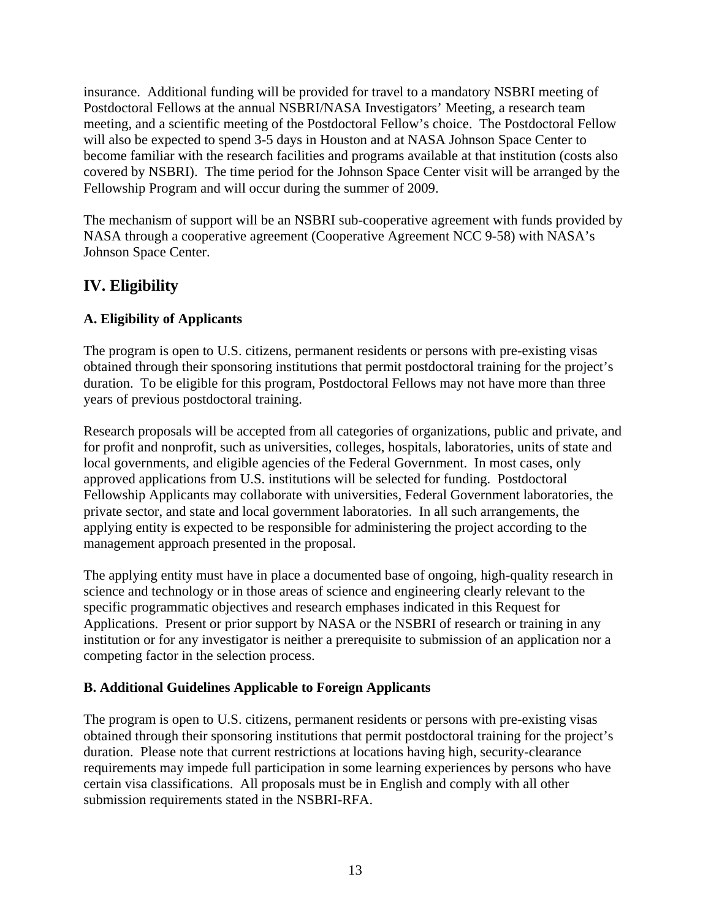insurance. Additional funding will be provided for travel to a mandatory NSBRI meeting of Postdoctoral Fellows at the annual NSBRI/NASA Investigators' Meeting, a research team meeting, and a scientific meeting of the Postdoctoral Fellow's choice. The Postdoctoral Fellow will also be expected to spend 3-5 days in Houston and at NASA Johnson Space Center to become familiar with the research facilities and programs available at that institution (costs also covered by NSBRI). The time period for the Johnson Space Center visit will be arranged by the Fellowship Program and will occur during the summer of 2009.

The mechanism of support will be an NSBRI sub-cooperative agreement with funds provided by NASA through a cooperative agreement (Cooperative Agreement NCC 9-58) with NASA's Johnson Space Center.

## IV. Eligibility

### A. Eligibility of Applicants

The program is open to U.S. citizens, permanent residents or persons with pre-existing visas obtained through their sponsoring institutions that permit postdoctoral training for the project's duration. To be eligible for this program, Postdoctoral Fellows may not have more than three years of previous postdoctoral training.

Research proposals will be accepted from all categories of organizations, public and private, and for profit and nonprofit, such as universities, colleges, hospitals, laboratories, units of state and local governments, and eligible agencies of the Federal Government. In most cases, only approved applications from U.S. institutions will be selected for funding. Postdoctoral Fellowship Applicants may collaborate with universities, Federal Government laboratories, the private sector, and state and local government laboratories. In all such arrangements, the applying entity is expected to be responsible for administering the project according to the management approach presented in the proposal.

The applying entity must have in place a documented base of ongoing, high-quality research in science and technology or in those areas of science and engineering clearly relevant to the specific programmatic objectives and research emphases indicated in this Request for Applications. Present or prior support by NASA or the NSBRI of research or training in any institution or for any investigator is neither a prerequisite to submission of an application nor a competing factor in the selection process.

### B. Additional Guidelines Applicable to Foreign Applicants

The program is open to U.S. citizens, permanent residents or persons with pre-existing visas obtained through their sponsoring institutions that permit postdoctoral training for the project's duration. Please note that current restrictions at locations having high, security-clearance requirements may impede full participation in some learning experiences by persons who have certain visa classifications. All proposals must be in English and comply with all other submission requirements stated in the NSBRI-RFA.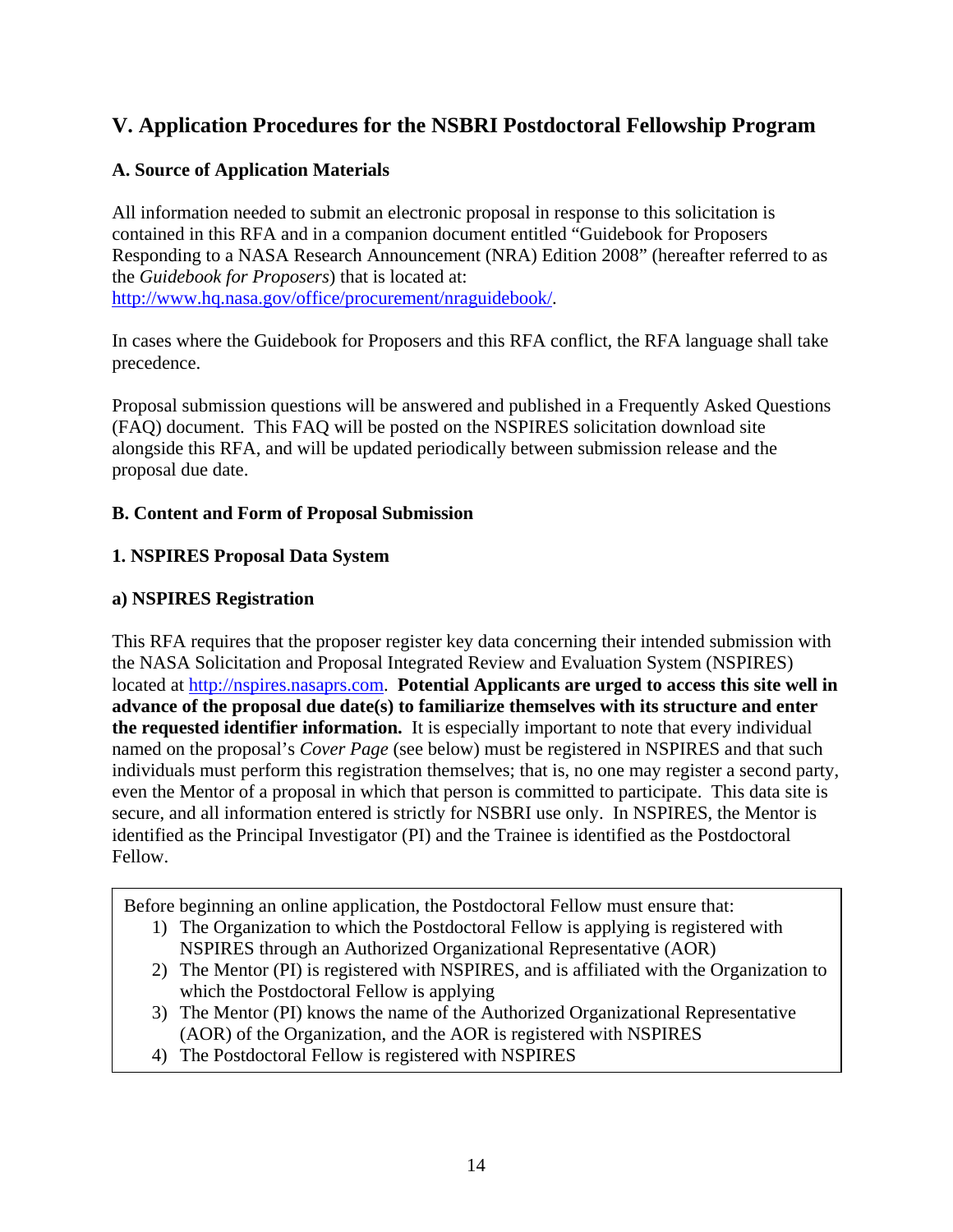## V. Application Procedures for the NSBRI Postdoctoral Fellowship Program

### A. Source of Application Materials

All information needed to submit an electronic proposal in response to this solicitation is contained in this RFA and in a companion document entitled "Guidebook for Proposers Responding to a NASA Research Announcement (NRA) Edition 2008" (hereafter referred to as the *Guidebook for Proposers*) that is located at: http://www.hq.nasa.gov/office/procurement/nraguidebook/.

In cases where the Guidebook for Proposers and this RFA conflict, the RFA language shall take precedence.

Proposal submission questions will be answered and published in a Frequently Asked Questions (FAQ) document. This FAQ will be posted on the NSPIRES solicitation download site alongside this RFA, and will be updated periodically between submission release and the proposal due date.

### B. Content and Form of Proposal Submission

#### 1. NSPIRES Proposal Data System

#### a) NSPIRES Registration

This RFA requires that the proposer register key data concerning their intended submission with the NASA Solicitation and Proposal Integrated Review and Evaluation System (NSPIRES) located at http://nspires.nasaprs.com. **Potential Applicants are urged to access this site well in advance of the proposal due date(s) to familiarize themselves with its structure and enter the requested identifier information.** It is especially important to note that every individual named on the proposal's *Cover Page* (see below) must be registered in NSPIRES and that such individuals must perform this registration themselves; that is, no one may register a second party, even the Mentor of a proposal in which that person is committed to participate. This data site is secure, and all information entered is strictly for NSBRI use only. In NSPIRES, the Mentor is identified as the Principal Investigator (PI) and the Trainee is identified as the Postdoctoral Fellow.

> Before beginning an online application, the Postdoctoral Fellow must ensure that:
>
> 1) The Organization to which the Postdoctoral Fellow is applying is registered with NSPIRES through an Authorized Organizational Representative (AOR)
> 2) The Mentor (PI) is registered with NSPIRES, and is affiliated with the Organization to which the Postdoctoral Fellow is applying
> 3) The Mentor (PI) knows the name of the Authorized Organizational Representative (AOR) of the Organization, and the AOR is registered with NSPIRES
> 4) The Postdoctoral Fellow is registered with NSPIRES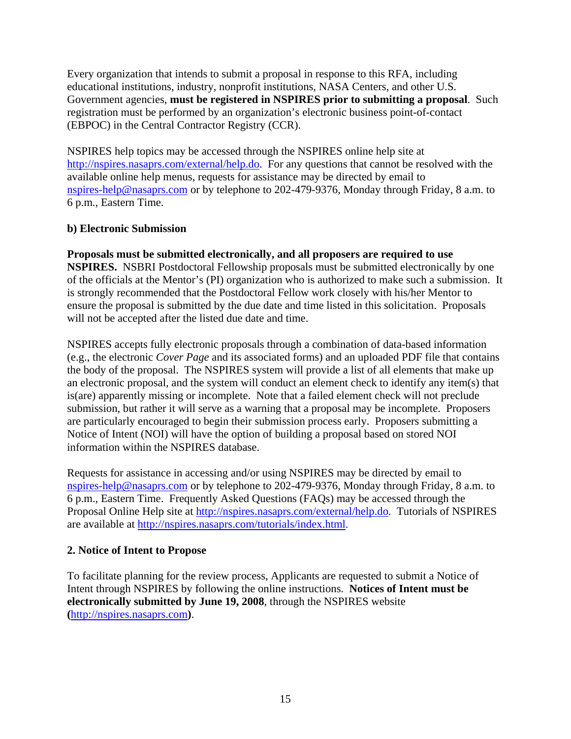Every organization that intends to submit a proposal in response to this RFA, including educational institutions, industry, nonprofit institutions, NASA Centers, and other U.S. Government agencies, **must be registered in NSPIRES prior to submitting a proposal**. Such registration must be performed by an organization's electronic business point-of-contact (EBPOC) in the Central Contractor Registry (CCR).

NSPIRES help topics may be accessed through the NSPIRES online help site at http://nspires.nasaprs.com/external/help.do. For any questions that cannot be resolved with the available online help menus, requests for assistance may be directed by email to nspires-help@nasaprs.com or by telephone to 202-479-9376, Monday through Friday, 8 a.m. to 6 p.m., Eastern Time.

**b) Electronic Submission**

**Proposals must be submitted electronically, and all proposers are required to use NSPIRES.** NSBRI Postdoctoral Fellowship proposals must be submitted electronically by one of the officials at the Mentor's (PI) organization who is authorized to make such a submission. It is strongly recommended that the Postdoctoral Fellow work closely with his/her Mentor to ensure the proposal is submitted by the due date and time listed in this solicitation. Proposals will not be accepted after the listed due date and time.

NSPIRES accepts fully electronic proposals through a combination of data-based information (e.g., the electronic *Cover Page* and its associated forms) and an uploaded PDF file that contains the body of the proposal. The NSPIRES system will provide a list of all elements that make up an electronic proposal, and the system will conduct an element check to identify any item(s) that is(are) apparently missing or incomplete. Note that a failed element check will not preclude submission, but rather it will serve as a warning that a proposal may be incomplete. Proposers are particularly encouraged to begin their submission process early. Proposers submitting a Notice of Intent (NOI) will have the option of building a proposal based on stored NOI information within the NSPIRES database.

Requests for assistance in accessing and/or using NSPIRES may be directed by email to nspires-help@nasaprs.com or by telephone to 202-479-9376, Monday through Friday, 8 a.m. to 6 p.m., Eastern Time. Frequently Asked Questions (FAQs) may be accessed through the Proposal Online Help site at http://nspires.nasaprs.com/external/help.do. Tutorials of NSPIRES are available at http://nspires.nasaprs.com/tutorials/index.html.

**2. Notice of Intent to Propose**

To facilitate planning for the review process, Applicants are requested to submit a Notice of Intent through NSPIRES by following the online instructions. **Notices of Intent must be electronically submitted by June 19, 2008**, through the NSPIRES website **(**http://nspires.nasaprs.com**)**.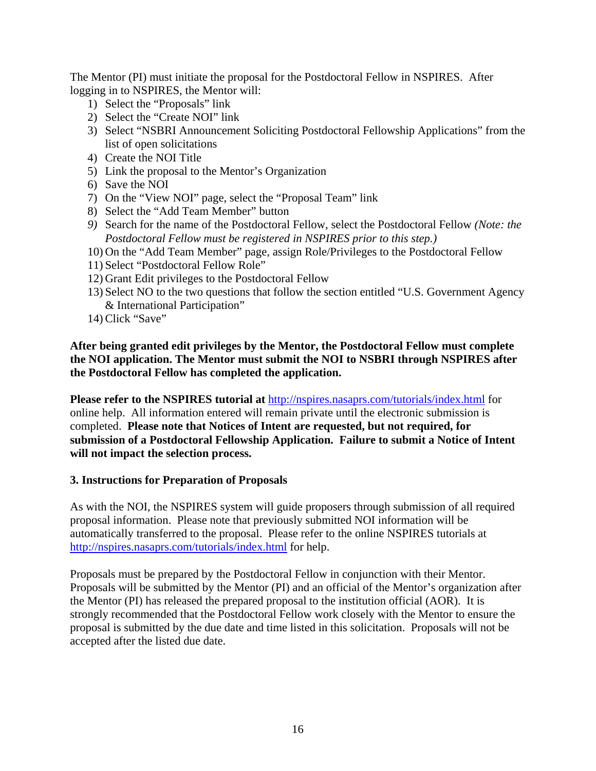The Mentor (PI) must initiate the proposal for the Postdoctoral Fellow in NSPIRES. After logging in to NSPIRES, the Mentor will:

1) Select the "Proposals" link
2) Select the "Create NOI" link
3) Select "NSBRI Announcement Soliciting Postdoctoral Fellowship Applications" from the list of open solicitations
4) Create the NOI Title
5) Link the proposal to the Mentor's Organization
6) Save the NOI
7) On the "View NOI" page, select the "Proposal Team" link
8) Select the "Add Team Member" button
9) Search for the name of the Postdoctoral Fellow, select the Postdoctoral Fellow *(Note: the Postdoctoral Fellow must be registered in NSPIRES prior to this step.)*
10) On the "Add Team Member" page, assign Role/Privileges to the Postdoctoral Fellow
11) Select "Postdoctoral Fellow Role"
12) Grant Edit privileges to the Postdoctoral Fellow
13) Select NO to the two questions that follow the section entitled "U.S. Government Agency & International Participation"
14) Click "Save"

**After being granted edit privileges by the Mentor, the Postdoctoral Fellow must complete the NOI application. The Mentor must submit the NOI to NSBRI through NSPIRES after the Postdoctoral Fellow has completed the application.**

**Please refer to the NSPIRES tutorial at** http://nspires.nasaprs.com/tutorials/index.html for online help. All information entered will remain private until the electronic submission is completed. **Please note that Notices of Intent are requested, but not required, for submission of a Postdoctoral Fellowship Application. Failure to submit a Notice of Intent will not impact the selection process.**

**3. Instructions for Preparation of Proposals**

As with the NOI, the NSPIRES system will guide proposers through submission of all required proposal information. Please note that previously submitted NOI information will be automatically transferred to the proposal. Please refer to the online NSPIRES tutorials at http://nspires.nasaprs.com/tutorials/index.html for help.

Proposals must be prepared by the Postdoctoral Fellow in conjunction with their Mentor. Proposals will be submitted by the Mentor (PI) and an official of the Mentor's organization after the Mentor (PI) has released the prepared proposal to the institution official (AOR). It is strongly recommended that the Postdoctoral Fellow work closely with the Mentor to ensure the proposal is submitted by the due date and time listed in this solicitation. Proposals will not be accepted after the listed due date.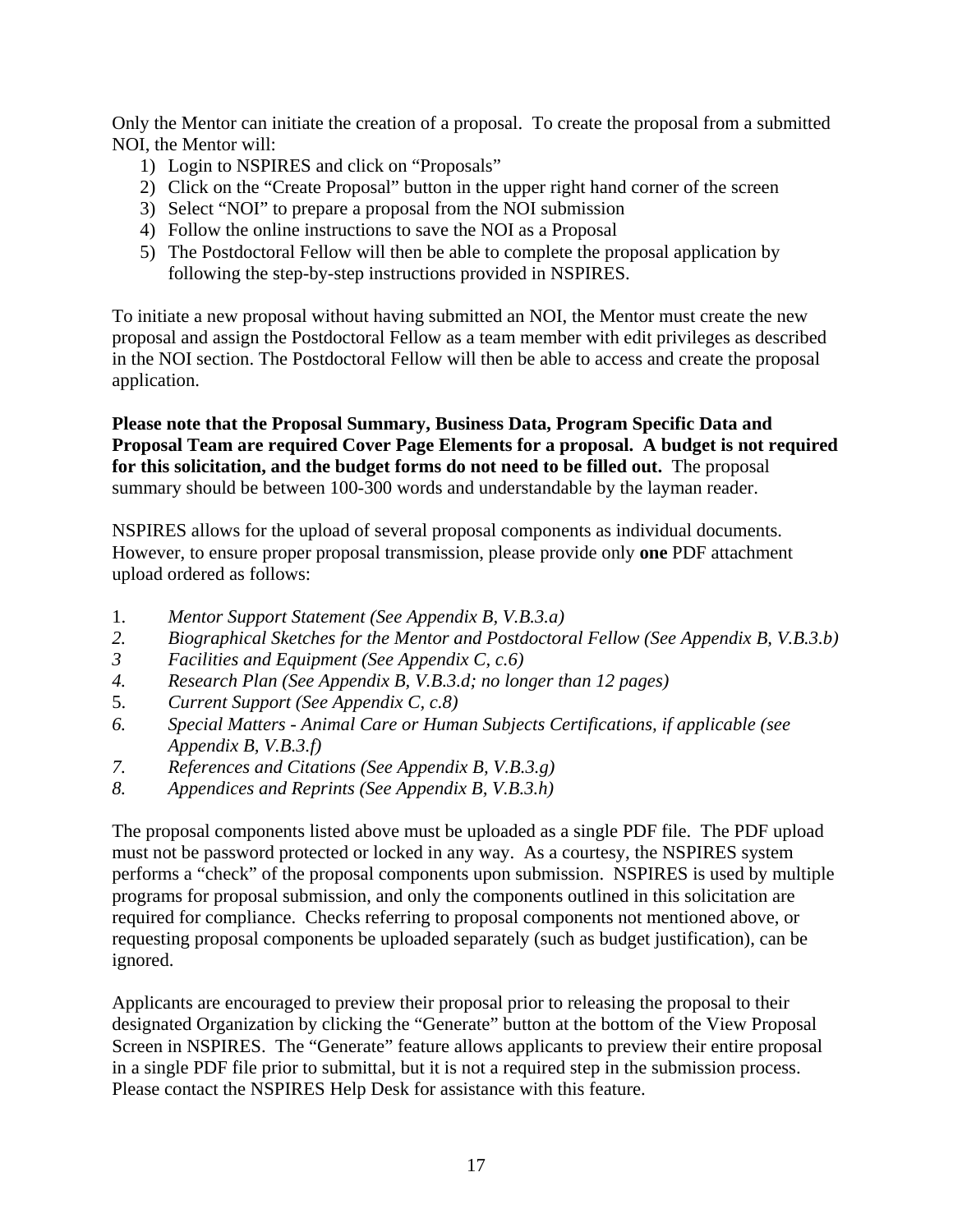Only the Mentor can initiate the creation of a proposal. To create the proposal from a submitted NOI, the Mentor will:

1) Login to NSPIRES and click on "Proposals"
2) Click on the "Create Proposal" button in the upper right hand corner of the screen
3) Select "NOI" to prepare a proposal from the NOI submission
4) Follow the online instructions to save the NOI as a Proposal
5) The Postdoctoral Fellow will then be able to complete the proposal application by following the step-by-step instructions provided in NSPIRES.

To initiate a new proposal without having submitted an NOI, the Mentor must create the new proposal and assign the Postdoctoral Fellow as a team member with edit privileges as described in the NOI section. The Postdoctoral Fellow will then be able to access and create the proposal application.

**Please note that the Proposal Summary, Business Data, Program Specific Data and Proposal Team are required Cover Page Elements for a proposal. A budget is not required for this solicitation, and the budget forms do not need to be filled out.** The proposal summary should be between 100-300 words and understandable by the layman reader.

NSPIRES allows for the upload of several proposal components as individual documents. However, to ensure proper proposal transmission, please provide only **one** PDF attachment upload ordered as follows:

1. *Mentor Support Statement (See Appendix B, V.B.3.a)*
2. *Biographical Sketches for the Mentor and Postdoctoral Fellow (See Appendix B, V.B.3.b)*
3. *Facilities and Equipment (See Appendix C, c.6)*
4. *Research Plan (See Appendix B, V.B.3.d; no longer than 12 pages)*
5. *Current Support (See Appendix C, c.8)*
6. *Special Matters - Animal Care or Human Subjects Certifications, if applicable (see Appendix B, V.B.3.f)*
7. *References and Citations (See Appendix B, V.B.3.g)*
8. *Appendices and Reprints (See Appendix B, V.B.3.h)*

The proposal components listed above must be uploaded as a single PDF file. The PDF upload must not be password protected or locked in any way. As a courtesy, the NSPIRES system performs a "check" of the proposal components upon submission. NSPIRES is used by multiple programs for proposal submission, and only the components outlined in this solicitation are required for compliance. Checks referring to proposal components not mentioned above, or requesting proposal components be uploaded separately (such as budget justification), can be ignored.

Applicants are encouraged to preview their proposal prior to releasing the proposal to their designated Organization by clicking the "Generate" button at the bottom of the View Proposal Screen in NSPIRES. The "Generate" feature allows applicants to preview their entire proposal in a single PDF file prior to submittal, but it is not a required step in the submission process. Please contact the NSPIRES Help Desk for assistance with this feature.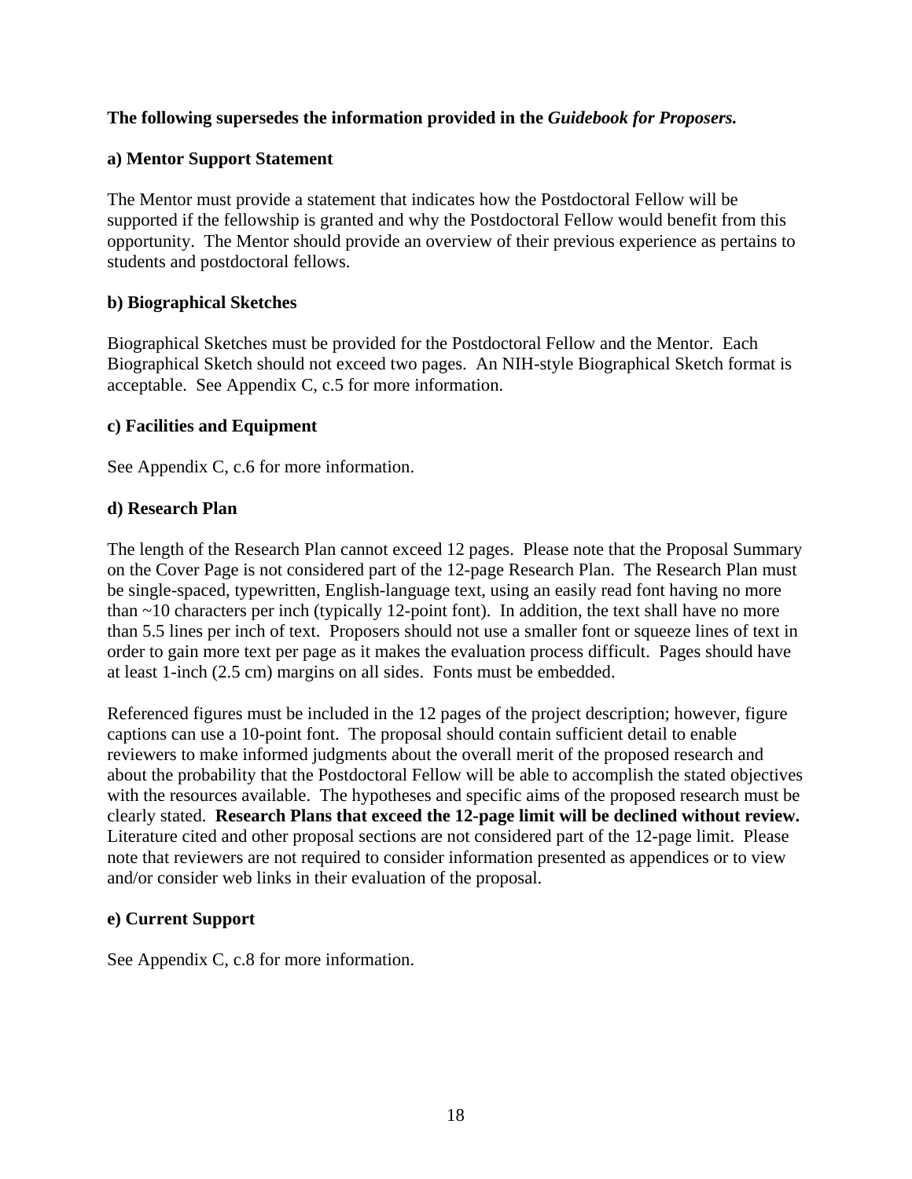**The following supersedes the information provided in the *Guidebook for Proposers.***

**a) Mentor Support Statement**

The Mentor must provide a statement that indicates how the Postdoctoral Fellow will be supported if the fellowship is granted and why the Postdoctoral Fellow would benefit from this opportunity. The Mentor should provide an overview of their previous experience as pertains to students and postdoctoral fellows.

**b) Biographical Sketches**

Biographical Sketches must be provided for the Postdoctoral Fellow and the Mentor. Each Biographical Sketch should not exceed two pages. An NIH-style Biographical Sketch format is acceptable. See Appendix C, c.5 for more information.

**c) Facilities and Equipment**

See Appendix C, c.6 for more information.

**d) Research Plan**

The length of the Research Plan cannot exceed 12 pages. Please note that the Proposal Summary on the Cover Page is not considered part of the 12-page Research Plan. The Research Plan must be single-spaced, typewritten, English-language text, using an easily read font having no more than ~10 characters per inch (typically 12-point font). In addition, the text shall have no more than 5.5 lines per inch of text. Proposers should not use a smaller font or squeeze lines of text in order to gain more text per page as it makes the evaluation process difficult. Pages should have at least 1-inch (2.5 cm) margins on all sides. Fonts must be embedded.

Referenced figures must be included in the 12 pages of the project description; however, figure captions can use a 10-point font. The proposal should contain sufficient detail to enable reviewers to make informed judgments about the overall merit of the proposed research and about the probability that the Postdoctoral Fellow will be able to accomplish the stated objectives with the resources available. The hypotheses and specific aims of the proposed research must be clearly stated. **Research Plans that exceed the 12-page limit will be declined without review.** Literature cited and other proposal sections are not considered part of the 12-page limit. Please note that reviewers are not required to consider information presented as appendices or to view and/or consider web links in their evaluation of the proposal.

**e) Current Support**

See Appendix C, c.8 for more information.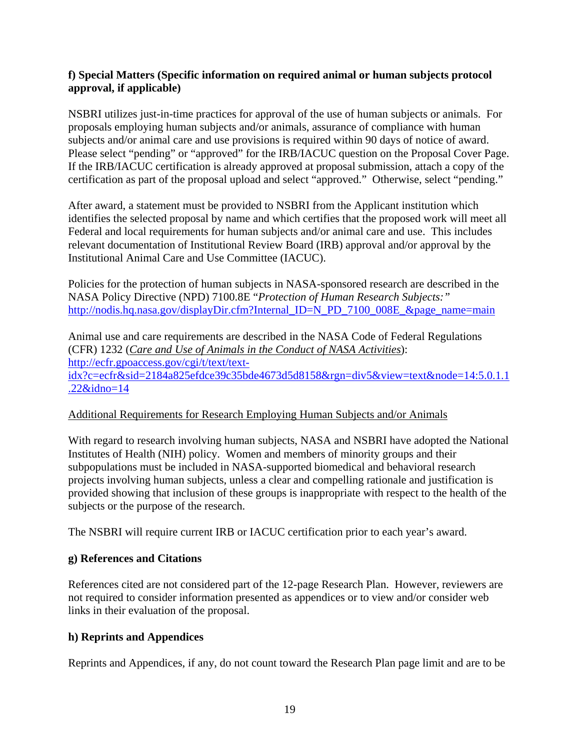**f) Special Matters (Specific information on required animal or human subjects protocol approval, if applicable)**

NSBRI utilizes just-in-time practices for approval of the use of human subjects or animals. For proposals employing human subjects and/or animals, assurance of compliance with human subjects and/or animal care and use provisions is required within 90 days of notice of award. Please select "pending" or "approved" for the IRB/IACUC question on the Proposal Cover Page. If the IRB/IACUC certification is already approved at proposal submission, attach a copy of the certification as part of the proposal upload and select "approved." Otherwise, select "pending."

After award, a statement must be provided to NSBRI from the Applicant institution which identifies the selected proposal by name and which certifies that the proposed work will meet all Federal and local requirements for human subjects and/or animal care and use. This includes relevant documentation of Institutional Review Board (IRB) approval and/or approval by the Institutional Animal Care and Use Committee (IACUC).

Policies for the protection of human subjects in NASA-sponsored research are described in the NASA Policy Directive (NPD) 7100.8E "*Protection of Human Research Subjects:"*
http://nodis.hq.nasa.gov/displayDir.cfm?Internal_ID=N_PD_7100_008E_&page_name=main

Animal use and care requirements are described in the NASA Code of Federal Regulations (CFR) 1232 (*Care and Use of Animals in the Conduct of NASA Activities*):
http://ecfr.gpoaccess.gov/cgi/t/text/text-idx?c=ecfr&sid=2184a825efdce39c35bde4673d5d8158&rgn=div5&view=text&node=14:5.0.1.1.22&idno=14

Additional Requirements for Research Employing Human Subjects and/or Animals

With regard to research involving human subjects, NASA and NSBRI have adopted the National Institutes of Health (NIH) policy. Women and members of minority groups and their subpopulations must be included in NASA-supported biomedical and behavioral research projects involving human subjects, unless a clear and compelling rationale and justification is provided showing that inclusion of these groups is inappropriate with respect to the health of the subjects or the purpose of the research.

The NSBRI will require current IRB or IACUC certification prior to each year's award.

**g) References and Citations**

References cited are not considered part of the 12-page Research Plan. However, reviewers are not required to consider information presented as appendices or to view and/or consider web links in their evaluation of the proposal.

**h) Reprints and Appendices**

Reprints and Appendices, if any, do not count toward the Research Plan page limit and are to be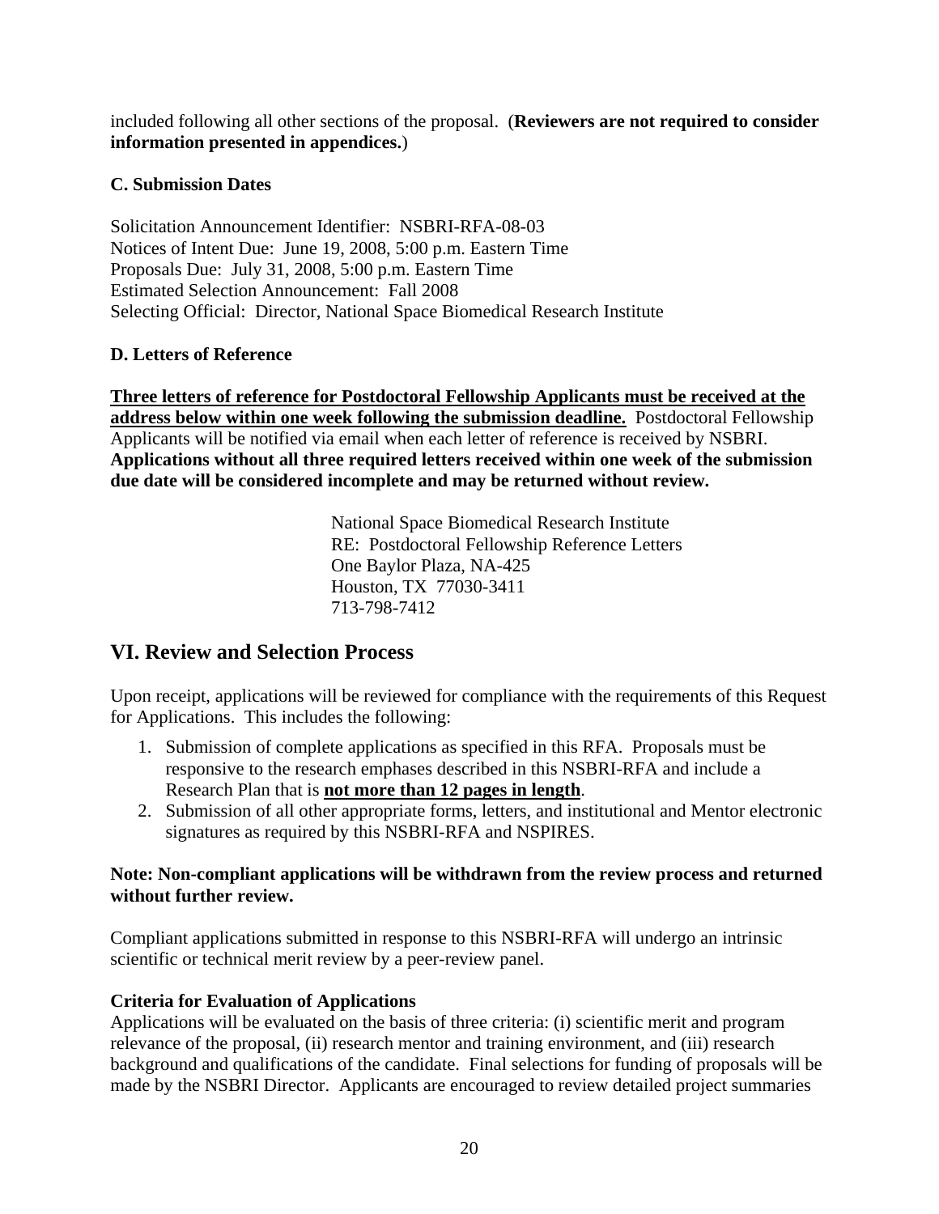included following all other sections of the proposal. (**Reviewers are not required to consider information presented in appendices.**)

### C. Submission Dates

Solicitation Announcement Identifier: NSBRI-RFA-08-03
Notices of Intent Due: June 19, 2008, 5:00 p.m. Eastern Time
Proposals Due: July 31, 2008, 5:00 p.m. Eastern Time
Estimated Selection Announcement: Fall 2008
Selecting Official: Director, National Space Biomedical Research Institute

### D. Letters of Reference

<u>**Three letters of reference for Postdoctoral Fellowship Applicants must be received at the address below within one week following the submission deadline.**</u> Postdoctoral Fellowship Applicants will be notified via email when each letter of reference is received by NSBRI. **Applications without all three required letters received within one week of the submission due date will be considered incomplete and may be returned without review.**

National Space Biomedical Research Institute
RE: Postdoctoral Fellowship Reference Letters
One Baylor Plaza, NA-425
Houston, TX 77030-3411
713-798-7412

## VI. Review and Selection Process

Upon receipt, applications will be reviewed for compliance with the requirements of this Request for Applications. This includes the following:

1. Submission of complete applications as specified in this RFA. Proposals must be responsive to the research emphases described in this NSBRI-RFA and include a Research Plan that is <u>**not more than 12 pages in length**</u>.
2. Submission of all other appropriate forms, letters, and institutional and Mentor electronic signatures as required by this NSBRI-RFA and NSPIRES.

**Note: Non-compliant applications will be withdrawn from the review process and returned without further review.**

Compliant applications submitted in response to this NSBRI-RFA will undergo an intrinsic scientific or technical merit review by a peer-review panel.

**Criteria for Evaluation of Applications**
Applications will be evaluated on the basis of three criteria: (i) scientific merit and program relevance of the proposal, (ii) research mentor and training environment, and (iii) research background and qualifications of the candidate. Final selections for funding of proposals will be made by the NSBRI Director. Applicants are encouraged to review detailed project summaries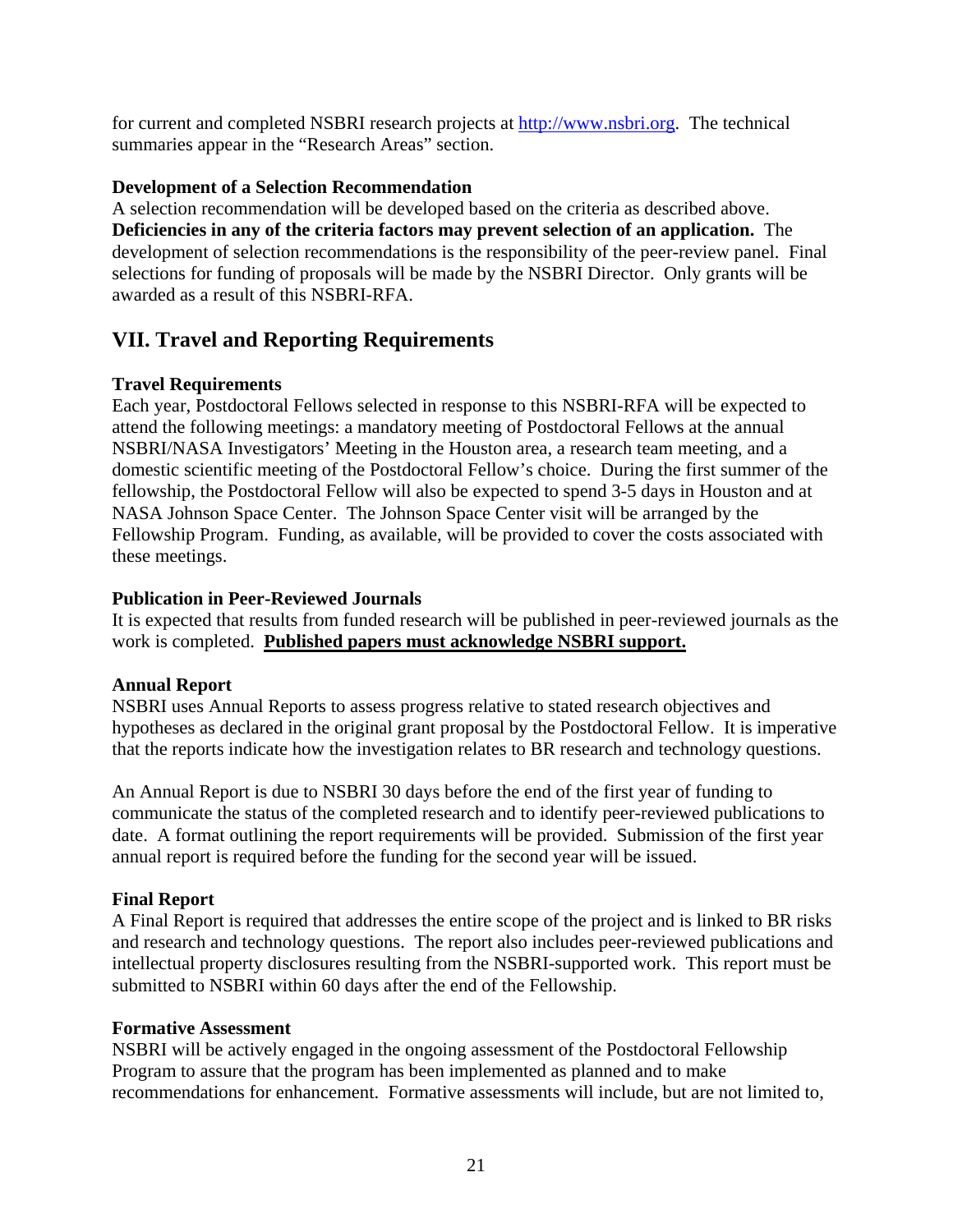for current and completed NSBRI research projects at http://www.nsbri.org. The technical summaries appear in the "Research Areas" section.

### Development of a Selection Recommendation

A selection recommendation will be developed based on the criteria as described above. **Deficiencies in any of the criteria factors may prevent selection of an application.** The development of selection recommendations is the responsibility of the peer-review panel. Final selections for funding of proposals will be made by the NSBRI Director. Only grants will be awarded as a result of this NSBRI-RFA.

## VII. Travel and Reporting Requirements

### Travel Requirements

Each year, Postdoctoral Fellows selected in response to this NSBRI-RFA will be expected to attend the following meetings: a mandatory meeting of Postdoctoral Fellows at the annual NSBRI/NASA Investigators' Meeting in the Houston area, a research team meeting, and a domestic scientific meeting of the Postdoctoral Fellow's choice. During the first summer of the fellowship, the Postdoctoral Fellow will also be expected to spend 3-5 days in Houston and at NASA Johnson Space Center. The Johnson Space Center visit will be arranged by the Fellowship Program. Funding, as available, will be provided to cover the costs associated with these meetings.

### Publication in Peer-Reviewed Journals

It is expected that results from funded research will be published in peer-reviewed journals as the work is completed. **<u>Published papers must acknowledge NSBRI support.</u>**

### Annual Report

NSBRI uses Annual Reports to assess progress relative to stated research objectives and hypotheses as declared in the original grant proposal by the Postdoctoral Fellow. It is imperative that the reports indicate how the investigation relates to BR research and technology questions.

An Annual Report is due to NSBRI 30 days before the end of the first year of funding to communicate the status of the completed research and to identify peer-reviewed publications to date. A format outlining the report requirements will be provided. Submission of the first year annual report is required before the funding for the second year will be issued.

### Final Report

A Final Report is required that addresses the entire scope of the project and is linked to BR risks and research and technology questions. The report also includes peer-reviewed publications and intellectual property disclosures resulting from the NSBRI-supported work. This report must be submitted to NSBRI within 60 days after the end of the Fellowship.

### Formative Assessment

NSBRI will be actively engaged in the ongoing assessment of the Postdoctoral Fellowship Program to assure that the program has been implemented as planned and to make recommendations for enhancement. Formative assessments will include, but are not limited to,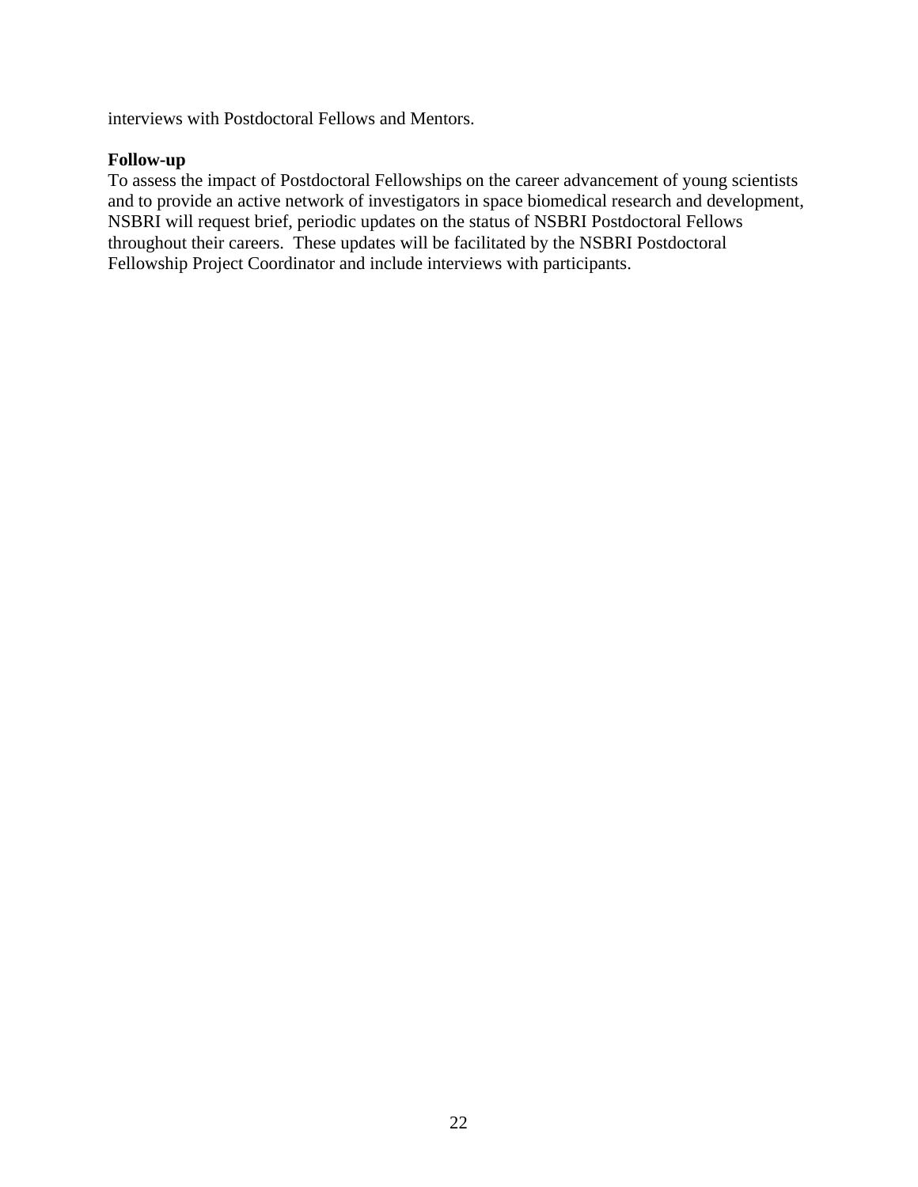interviews with Postdoctoral Fellows and Mentors.

**Follow-up**

To assess the impact of Postdoctoral Fellowships on the career advancement of young scientists and to provide an active network of investigators in space biomedical research and development, NSBRI will request brief, periodic updates on the status of NSBRI Postdoctoral Fellows throughout their careers. These updates will be facilitated by the NSBRI Postdoctoral Fellowship Project Coordinator and include interviews with participants.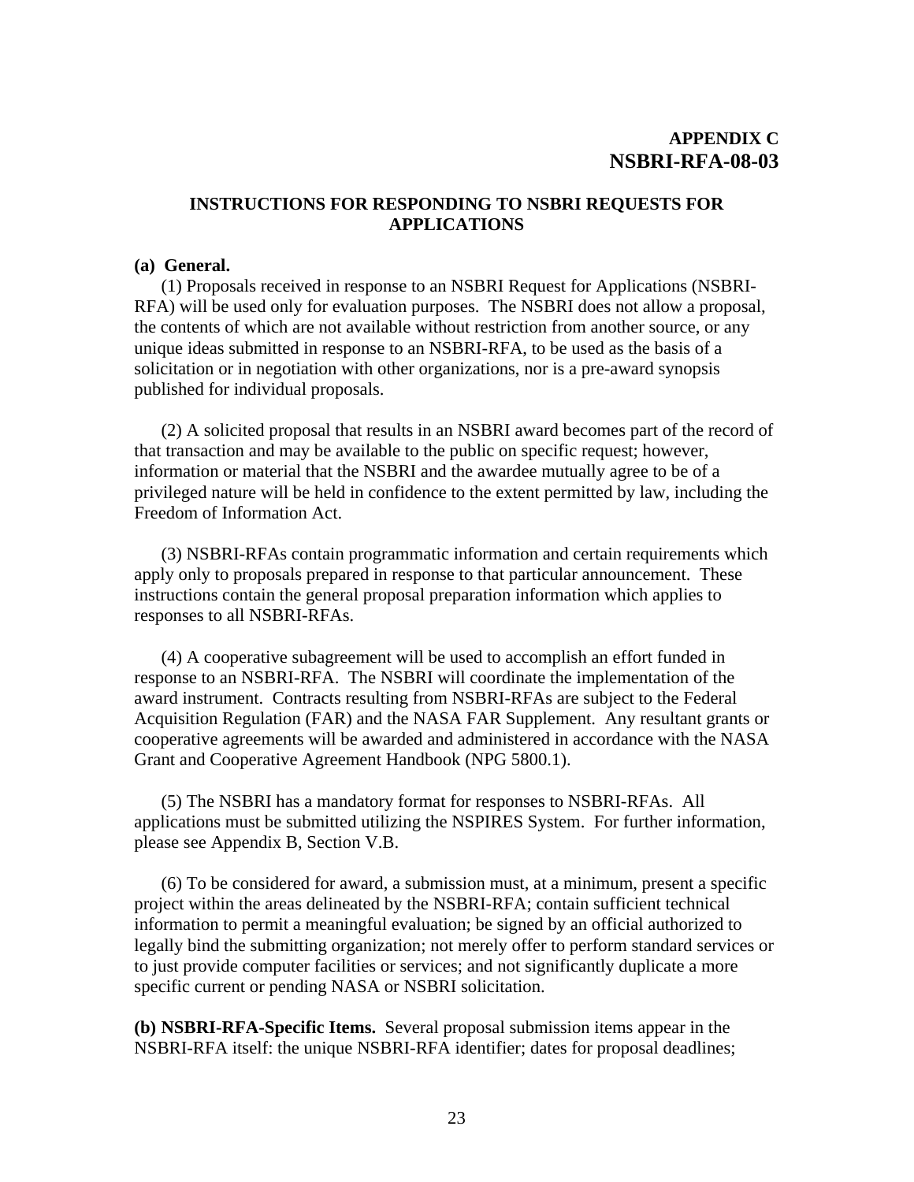**APPENDIX C**
**NSBRI-RFA-08-03**

## INSTRUCTIONS FOR RESPONDING TO NSBRI REQUESTS FOR APPLICATIONS

**(a) General.**

(1) Proposals received in response to an NSBRI Request for Applications (NSBRI-RFA) will be used only for evaluation purposes. The NSBRI does not allow a proposal, the contents of which are not available without restriction from another source, or any unique ideas submitted in response to an NSBRI-RFA, to be used as the basis of a solicitation or in negotiation with other organizations, nor is a pre-award synopsis published for individual proposals.

(2) A solicited proposal that results in an NSBRI award becomes part of the record of that transaction and may be available to the public on specific request; however, information or material that the NSBRI and the awardee mutually agree to be of a privileged nature will be held in confidence to the extent permitted by law, including the Freedom of Information Act.

(3) NSBRI-RFAs contain programmatic information and certain requirements which apply only to proposals prepared in response to that particular announcement. These instructions contain the general proposal preparation information which applies to responses to all NSBRI-RFAs.

(4) A cooperative subagreement will be used to accomplish an effort funded in response to an NSBRI-RFA. The NSBRI will coordinate the implementation of the award instrument. Contracts resulting from NSBRI-RFAs are subject to the Federal Acquisition Regulation (FAR) and the NASA FAR Supplement. Any resultant grants or cooperative agreements will be awarded and administered in accordance with the NASA Grant and Cooperative Agreement Handbook (NPG 5800.1).

(5) The NSBRI has a mandatory format for responses to NSBRI-RFAs. All applications must be submitted utilizing the NSPIRES System. For further information, please see Appendix B, Section V.B.

(6) To be considered for award, a submission must, at a minimum, present a specific project within the areas delineated by the NSBRI-RFA; contain sufficient technical information to permit a meaningful evaluation; be signed by an official authorized to legally bind the submitting organization; not merely offer to perform standard services or to just provide computer facilities or services; and not significantly duplicate a more specific current or pending NASA or NSBRI solicitation.

**(b) NSBRI-RFA-Specific Items.** Several proposal submission items appear in the NSBRI-RFA itself: the unique NSBRI-RFA identifier; dates for proposal deadlines;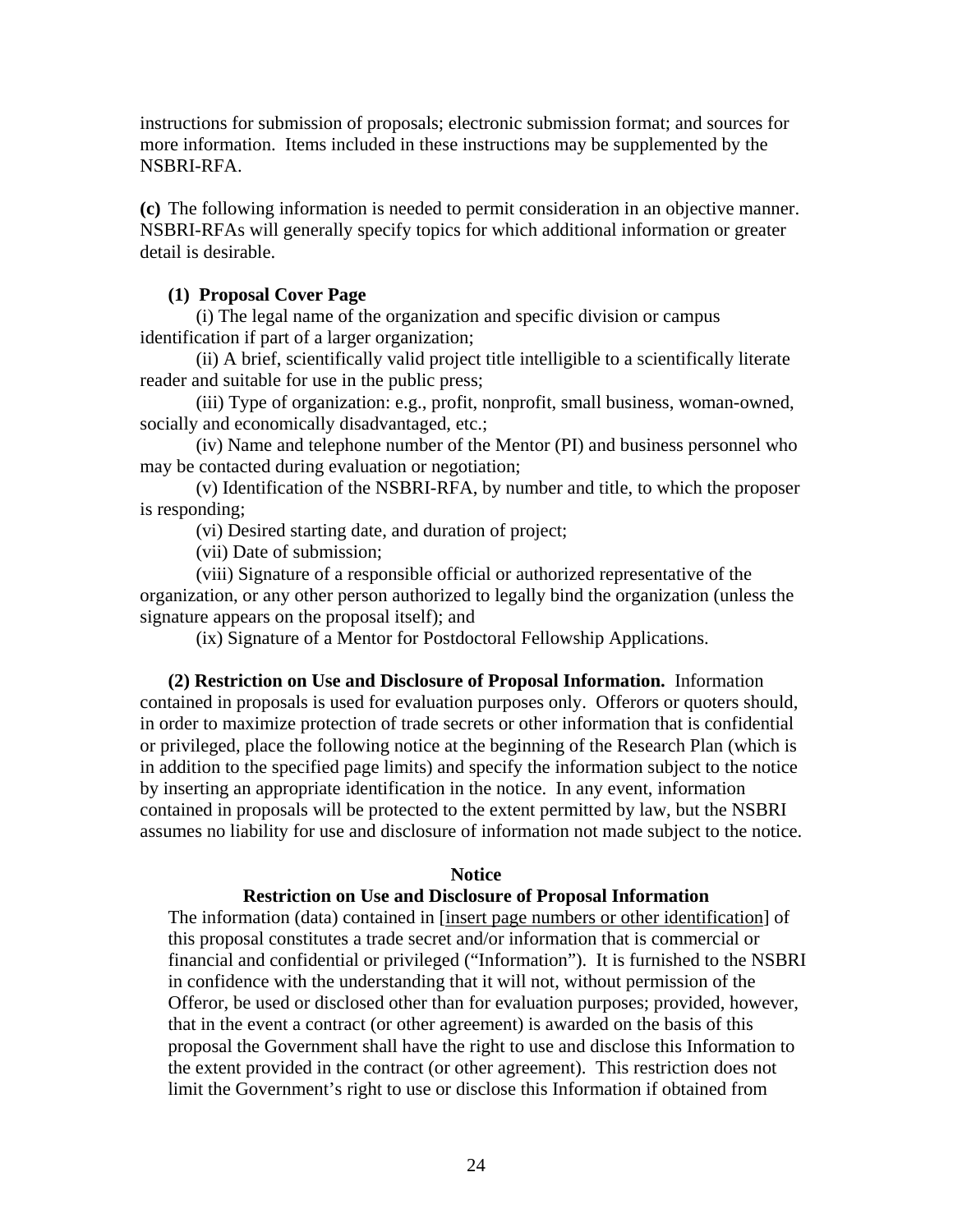instructions for submission of proposals; electronic submission format; and sources for more information. Items included in these instructions may be supplemented by the NSBRI-RFA.

**(c)** The following information is needed to permit consideration in an objective manner. NSBRI-RFAs will generally specify topics for which additional information or greater detail is desirable.

**(1) Proposal Cover Page**

(i) The legal name of the organization and specific division or campus identification if part of a larger organization;

(ii) A brief, scientifically valid project title intelligible to a scientifically literate reader and suitable for use in the public press;

(iii) Type of organization: e.g., profit, nonprofit, small business, woman-owned, socially and economically disadvantaged, etc.;

(iv) Name and telephone number of the Mentor (PI) and business personnel who may be contacted during evaluation or negotiation;

(v) Identification of the NSBRI-RFA, by number and title, to which the proposer is responding;

(vi) Desired starting date, and duration of project;

(vii) Date of submission;

(viii) Signature of a responsible official or authorized representative of the organization, or any other person authorized to legally bind the organization (unless the signature appears on the proposal itself); and

(ix) Signature of a Mentor for Postdoctoral Fellowship Applications.

**(2) Restriction on Use and Disclosure of Proposal Information.** Information contained in proposals is used for evaluation purposes only. Offerors or quoters should, in order to maximize protection of trade secrets or other information that is confidential or privileged, place the following notice at the beginning of the Research Plan (which is in addition to the specified page limits) and specify the information subject to the notice by inserting an appropriate identification in the notice. In any event, information contained in proposals will be protected to the extent permitted by law, but the NSBRI assumes no liability for use and disclosure of information not made subject to the notice.

**Notice**

**Restriction on Use and Disclosure of Proposal Information**

The information (data) contained in [insert page numbers or other identification] of this proposal constitutes a trade secret and/or information that is commercial or financial and confidential or privileged ("Information"). It is furnished to the NSBRI in confidence with the understanding that it will not, without permission of the Offeror, be used or disclosed other than for evaluation purposes; provided, however, that in the event a contract (or other agreement) is awarded on the basis of this proposal the Government shall have the right to use and disclose this Information to the extent provided in the contract (or other agreement). This restriction does not limit the Government's right to use or disclose this Information if obtained from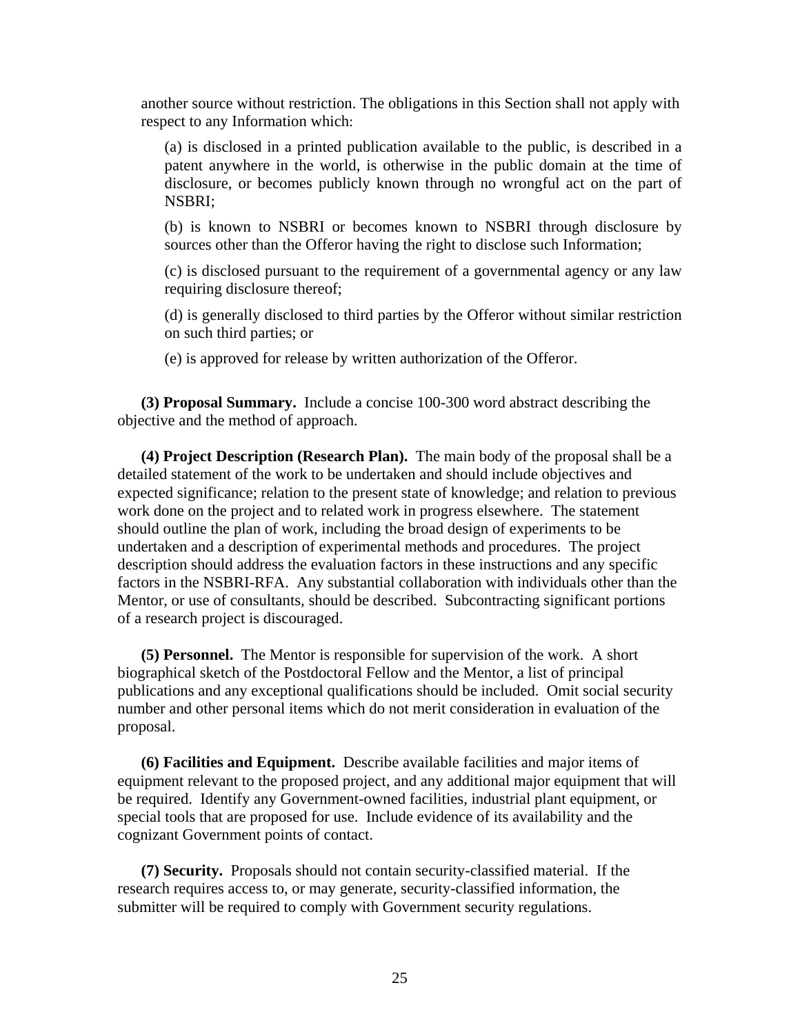another source without restriction. The obligations in this Section shall not apply with respect to any Information which:

(a) is disclosed in a printed publication available to the public, is described in a patent anywhere in the world, is otherwise in the public domain at the time of disclosure, or becomes publicly known through no wrongful act on the part of NSBRI;

(b) is known to NSBRI or becomes known to NSBRI through disclosure by sources other than the Offeror having the right to disclose such Information;

(c) is disclosed pursuant to the requirement of a governmental agency or any law requiring disclosure thereof;

(d) is generally disclosed to third parties by the Offeror without similar restriction on such third parties; or

(e) is approved for release by written authorization of the Offeror.

**(3) Proposal Summary.** Include a concise 100-300 word abstract describing the objective and the method of approach.

**(4) Project Description (Research Plan).** The main body of the proposal shall be a detailed statement of the work to be undertaken and should include objectives and expected significance; relation to the present state of knowledge; and relation to previous work done on the project and to related work in progress elsewhere. The statement should outline the plan of work, including the broad design of experiments to be undertaken and a description of experimental methods and procedures. The project description should address the evaluation factors in these instructions and any specific factors in the NSBRI-RFA. Any substantial collaboration with individuals other than the Mentor, or use of consultants, should be described. Subcontracting significant portions of a research project is discouraged.

**(5) Personnel.** The Mentor is responsible for supervision of the work. A short biographical sketch of the Postdoctoral Fellow and the Mentor, a list of principal publications and any exceptional qualifications should be included. Omit social security number and other personal items which do not merit consideration in evaluation of the proposal.

**(6) Facilities and Equipment.** Describe available facilities and major items of equipment relevant to the proposed project, and any additional major equipment that will be required. Identify any Government-owned facilities, industrial plant equipment, or special tools that are proposed for use. Include evidence of its availability and the cognizant Government points of contact.

**(7) Security.** Proposals should not contain security-classified material. If the research requires access to, or may generate, security-classified information, the submitter will be required to comply with Government security regulations.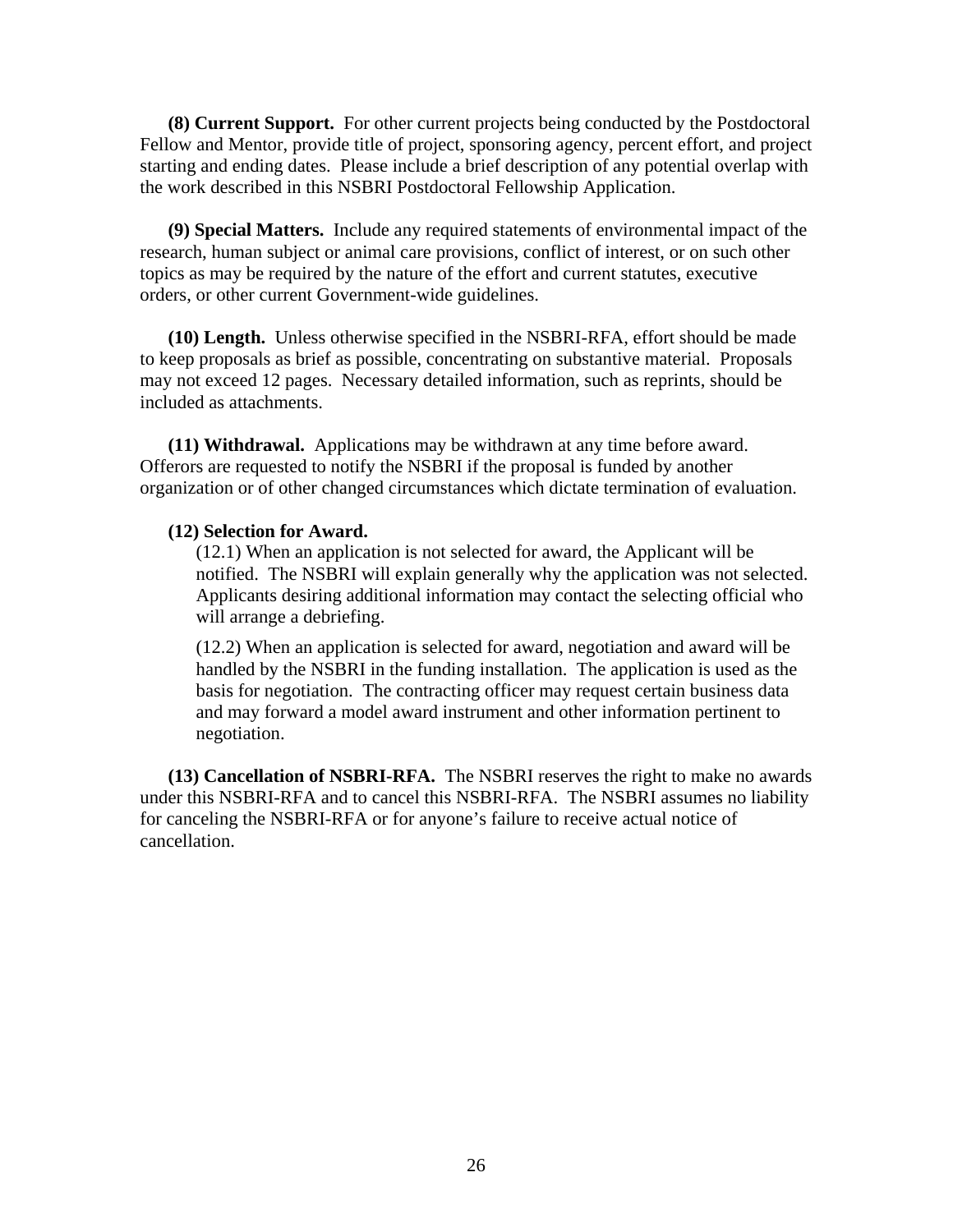**(8) Current Support.** For other current projects being conducted by the Postdoctoral Fellow and Mentor, provide title of project, sponsoring agency, percent effort, and project starting and ending dates. Please include a brief description of any potential overlap with the work described in this NSBRI Postdoctoral Fellowship Application.

**(9) Special Matters.** Include any required statements of environmental impact of the research, human subject or animal care provisions, conflict of interest, or on such other topics as may be required by the nature of the effort and current statutes, executive orders, or other current Government-wide guidelines.

**(10) Length.** Unless otherwise specified in the NSBRI-RFA, effort should be made to keep proposals as brief as possible, concentrating on substantive material. Proposals may not exceed 12 pages. Necessary detailed information, such as reprints, should be included as attachments.

**(11) Withdrawal.** Applications may be withdrawn at any time before award. Offerors are requested to notify the NSBRI if the proposal is funded by another organization or of other changed circumstances which dictate termination of evaluation.

**(12) Selection for Award.**

(12.1) When an application is not selected for award, the Applicant will be notified. The NSBRI will explain generally why the application was not selected. Applicants desiring additional information may contact the selecting official who will arrange a debriefing.

(12.2) When an application is selected for award, negotiation and award will be handled by the NSBRI in the funding installation. The application is used as the basis for negotiation. The contracting officer may request certain business data and may forward a model award instrument and other information pertinent to negotiation.

**(13) Cancellation of NSBRI-RFA.** The NSBRI reserves the right to make no awards under this NSBRI-RFA and to cancel this NSBRI-RFA. The NSBRI assumes no liability for canceling the NSBRI-RFA or for anyone's failure to receive actual notice of cancellation.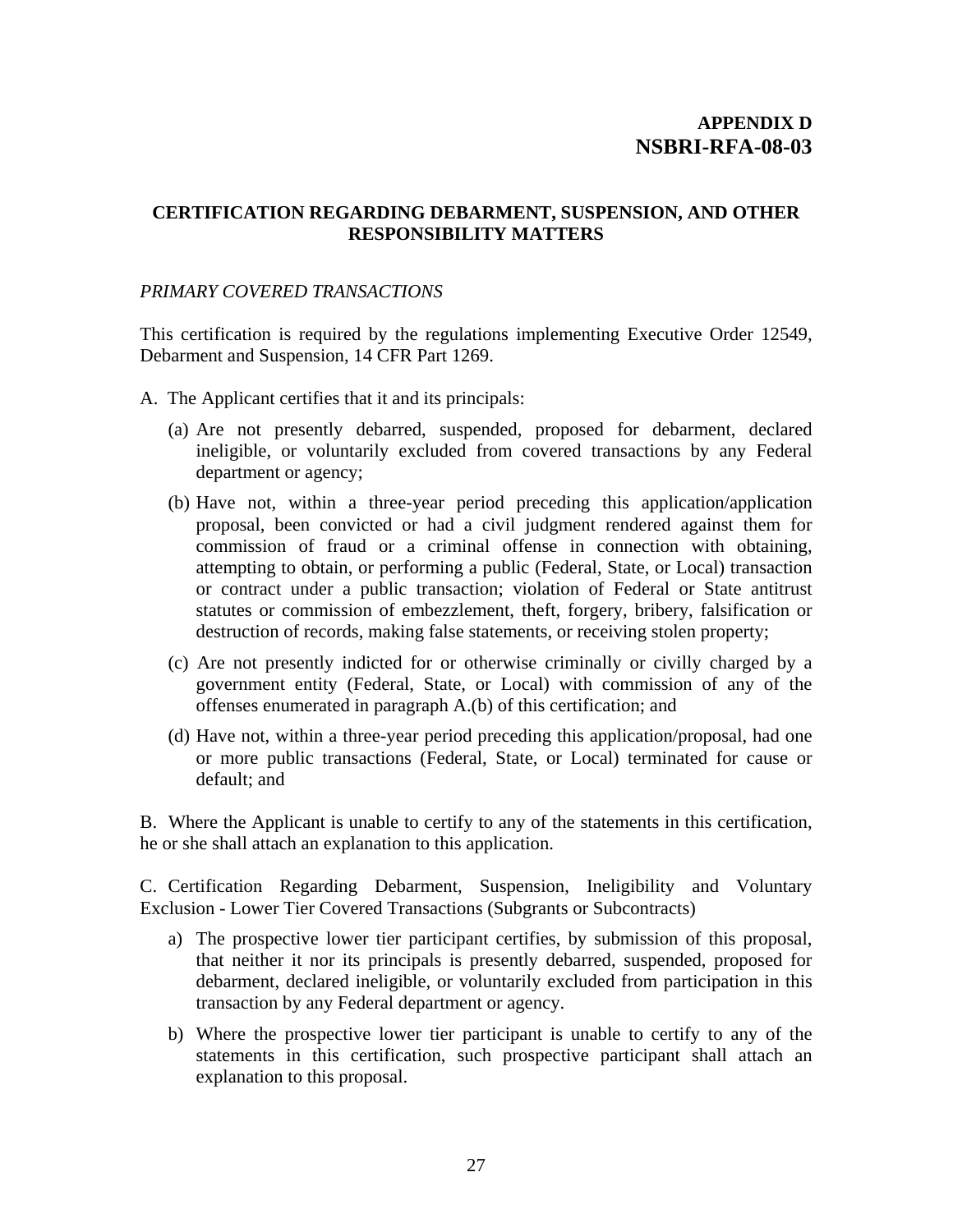**APPENDIX D**
**NSBRI-RFA-08-03**

## CERTIFICATION REGARDING DEBARMENT, SUSPENSION, AND OTHER RESPONSIBILITY MATTERS

*PRIMARY COVERED TRANSACTIONS*

This certification is required by the regulations implementing Executive Order 12549, Debarment and Suspension, 14 CFR Part 1269.

A. The Applicant certifies that it and its principals:

(a) Are not presently debarred, suspended, proposed for debarment, declared ineligible, or voluntarily excluded from covered transactions by any Federal department or agency;

(b) Have not, within a three-year period preceding this application/application proposal, been convicted or had a civil judgment rendered against them for commission of fraud or a criminal offense in connection with obtaining, attempting to obtain, or performing a public (Federal, State, or Local) transaction or contract under a public transaction; violation of Federal or State antitrust statutes or commission of embezzlement, theft, forgery, bribery, falsification or destruction of records, making false statements, or receiving stolen property;

(c) Are not presently indicted for or otherwise criminally or civilly charged by a government entity (Federal, State, or Local) with commission of any of the offenses enumerated in paragraph A.(b) of this certification; and

(d) Have not, within a three-year period preceding this application/proposal, had one or more public transactions (Federal, State, or Local) terminated for cause or default; and

B. Where the Applicant is unable to certify to any of the statements in this certification, he or she shall attach an explanation to this application.

C. Certification Regarding Debarment, Suspension, Ineligibility and Voluntary Exclusion - Lower Tier Covered Transactions (Subgrants or Subcontracts)

a) The prospective lower tier participant certifies, by submission of this proposal, that neither it nor its principals is presently debarred, suspended, proposed for debarment, declared ineligible, or voluntarily excluded from participation in this transaction by any Federal department or agency.

b) Where the prospective lower tier participant is unable to certify to any of the statements in this certification, such prospective participant shall attach an explanation to this proposal.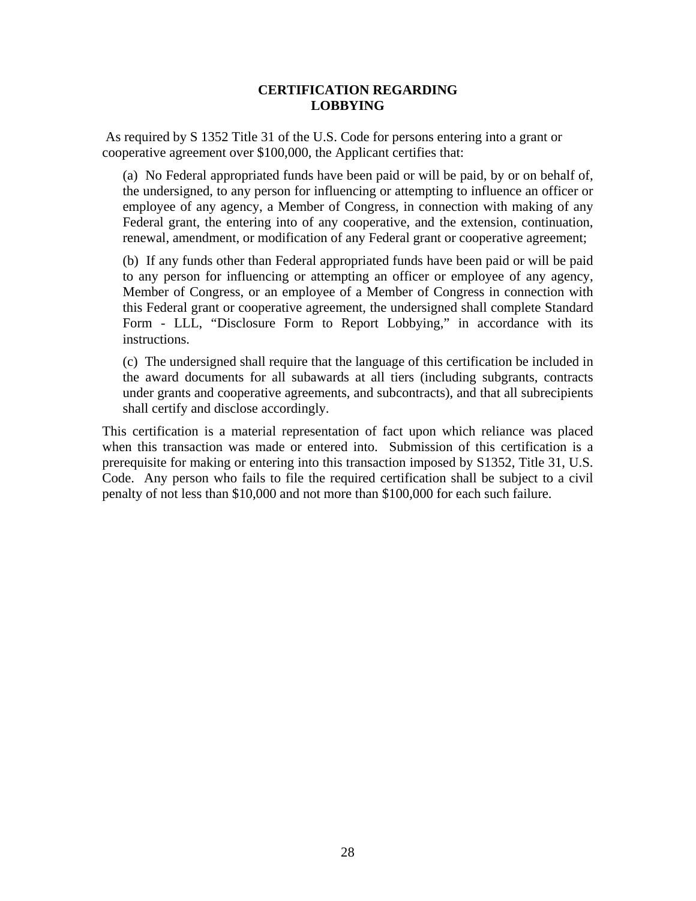# CERTIFICATION REGARDING LOBBYING

As required by S 1352 Title 31 of the U.S. Code for persons entering into a grant or cooperative agreement over $100,000, the Applicant certifies that:

(a) No Federal appropriated funds have been paid or will be paid, by or on behalf of, the undersigned, to any person for influencing or attempting to influence an officer or employee of any agency, a Member of Congress, in connection with making of any Federal grant, the entering into of any cooperative, and the extension, continuation, renewal, amendment, or modification of any Federal grant or cooperative agreement;

(b) If any funds other than Federal appropriated funds have been paid or will be paid to any person for influencing or attempting an officer or employee of any agency, Member of Congress, or an employee of a Member of Congress in connection with this Federal grant or cooperative agreement, the undersigned shall complete Standard Form - LLL, "Disclosure Form to Report Lobbying," in accordance with its instructions.

(c) The undersigned shall require that the language of this certification be included in the award documents for all subawards at all tiers (including subgrants, contracts under grants and cooperative agreements, and subcontracts), and that all subrecipients shall certify and disclose accordingly.

This certification is a material representation of fact upon which reliance was placed when this transaction was made or entered into. Submission of this certification is a prerequisite for making or entering into this transaction imposed by S1352, Title 31, U.S. Code. Any person who fails to file the required certification shall be subject to a civil penalty of not less than $10,000 and not more than $100,000 for each such failure.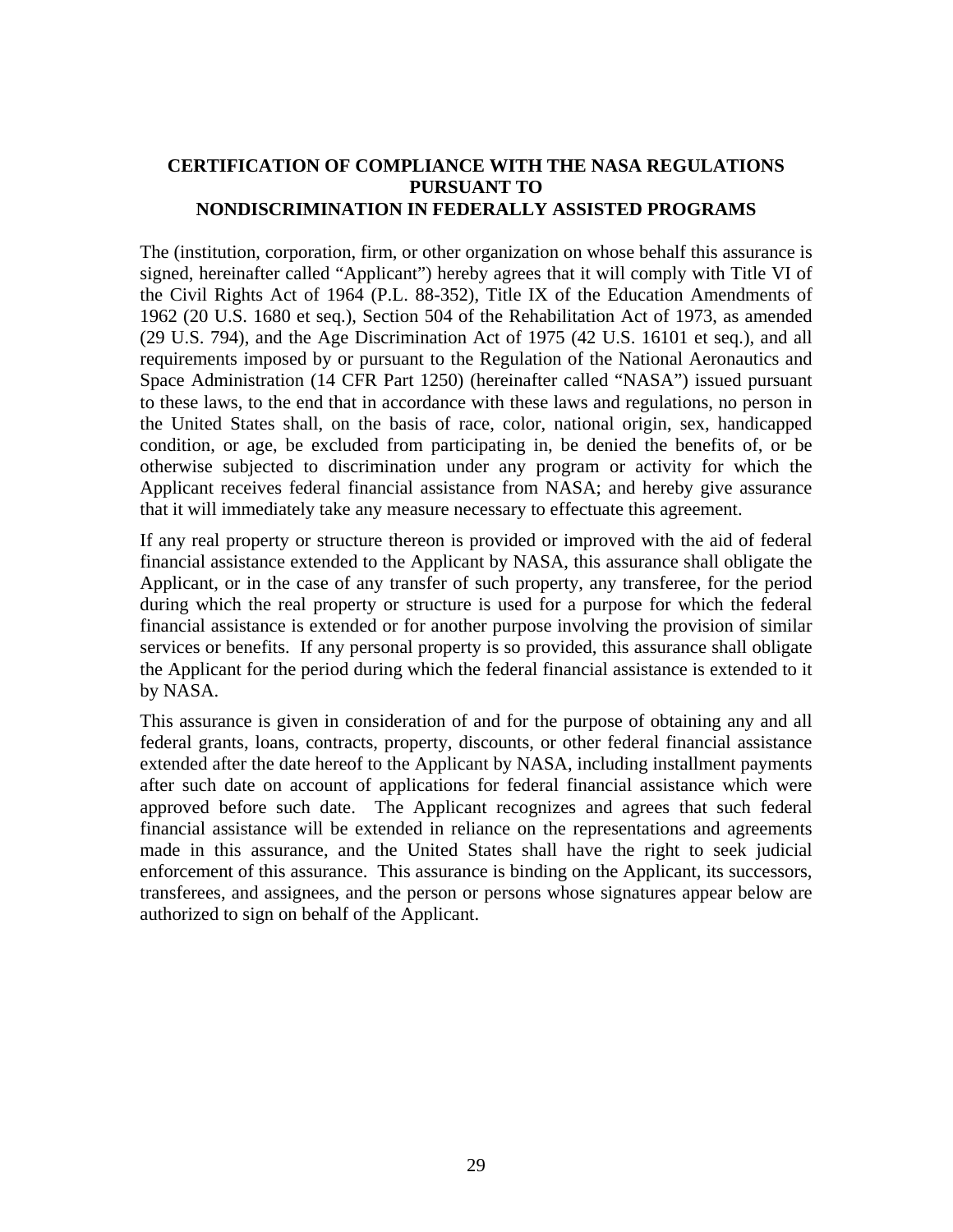# CERTIFICATION OF COMPLIANCE WITH THE NASA REGULATIONS PURSUANT TO NONDISCRIMINATION IN FEDERALLY ASSISTED PROGRAMS

The (institution, corporation, firm, or other organization on whose behalf this assurance is signed, hereinafter called "Applicant") hereby agrees that it will comply with Title VI of the Civil Rights Act of 1964 (P.L. 88-352), Title IX of the Education Amendments of 1962 (20 U.S. 1680 et seq.), Section 504 of the Rehabilitation Act of 1973, as amended (29 U.S. 794), and the Age Discrimination Act of 1975 (42 U.S. 16101 et seq.), and all requirements imposed by or pursuant to the Regulation of the National Aeronautics and Space Administration (14 CFR Part 1250) (hereinafter called "NASA") issued pursuant to these laws, to the end that in accordance with these laws and regulations, no person in the United States shall, on the basis of race, color, national origin, sex, handicapped condition, or age, be excluded from participating in, be denied the benefits of, or be otherwise subjected to discrimination under any program or activity for which the Applicant receives federal financial assistance from NASA; and hereby give assurance that it will immediately take any measure necessary to effectuate this agreement.

If any real property or structure thereon is provided or improved with the aid of federal financial assistance extended to the Applicant by NASA, this assurance shall obligate the Applicant, or in the case of any transfer of such property, any transferee, for the period during which the real property or structure is used for a purpose for which the federal financial assistance is extended or for another purpose involving the provision of similar services or benefits. If any personal property is so provided, this assurance shall obligate the Applicant for the period during which the federal financial assistance is extended to it by NASA.

This assurance is given in consideration of and for the purpose of obtaining any and all federal grants, loans, contracts, property, discounts, or other federal financial assistance extended after the date hereof to the Applicant by NASA, including installment payments after such date on account of applications for federal financial assistance which were approved before such date. The Applicant recognizes and agrees that such federal financial assistance will be extended in reliance on the representations and agreements made in this assurance, and the United States shall have the right to seek judicial enforcement of this assurance. This assurance is binding on the Applicant, its successors, transferees, and assignees, and the person or persons whose signatures appear below are authorized to sign on behalf of the Applicant.